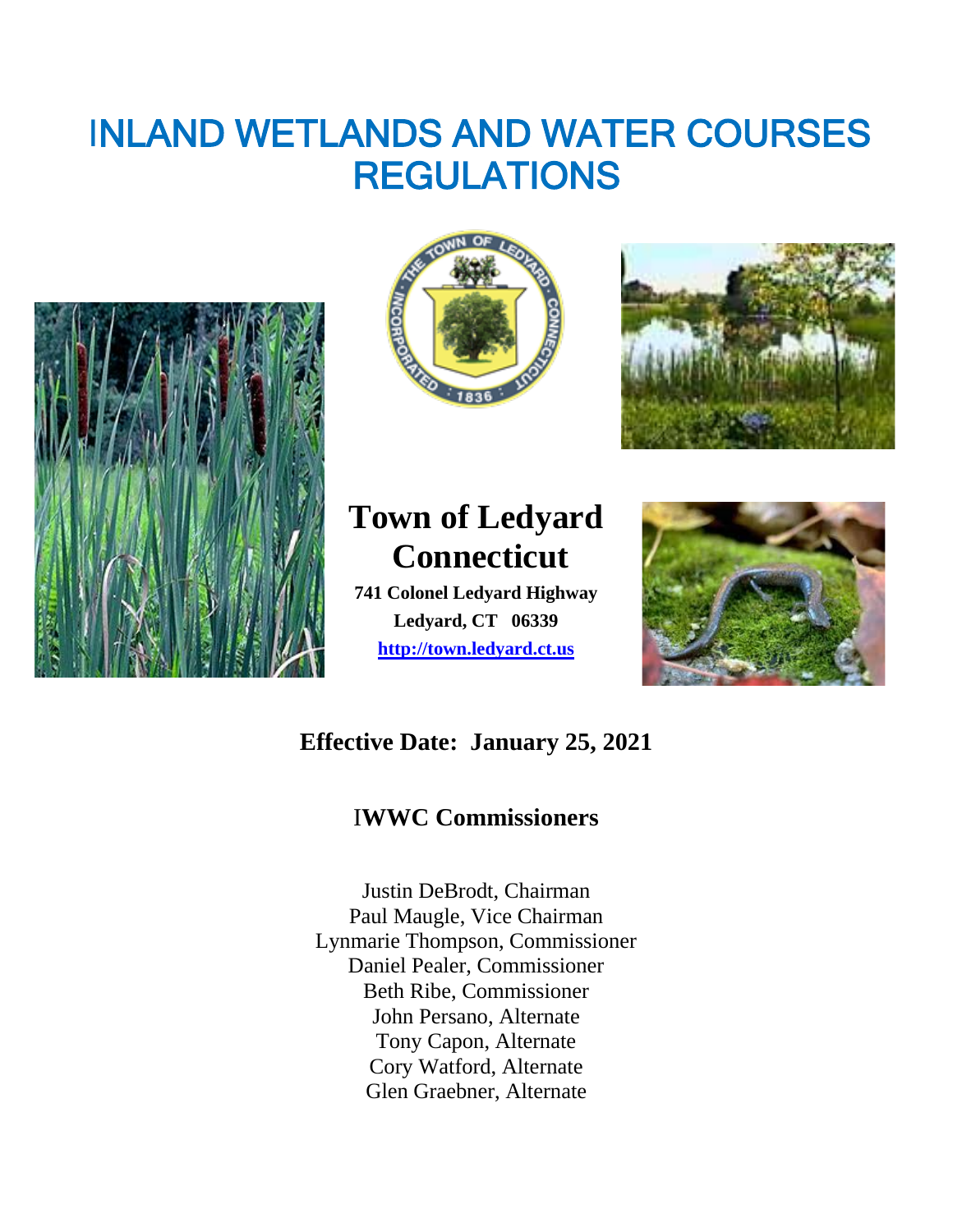# INLAND WETLANDS AND WATER COURSES REGULATIONS

**Town of Ledyard Connecticut**

**741 Colonel Ledyard Highway**

**Ledyard, CT 06339**

**http://town.ledyard.ct.us**

**Effective Date: January 25, 2021**

## IWWC Commissioners

Justin DeBrodt, Chairman
Paul Maugle, Vice Chairman
Lynmarie Thompson, Commissioner
Daniel Pealer, Commissioner
Beth Ribe, Commissioner
John Persano, Alternate
Tony Capon, Alternate
Cory Watford, Alternate
Glen Graebner, Alternate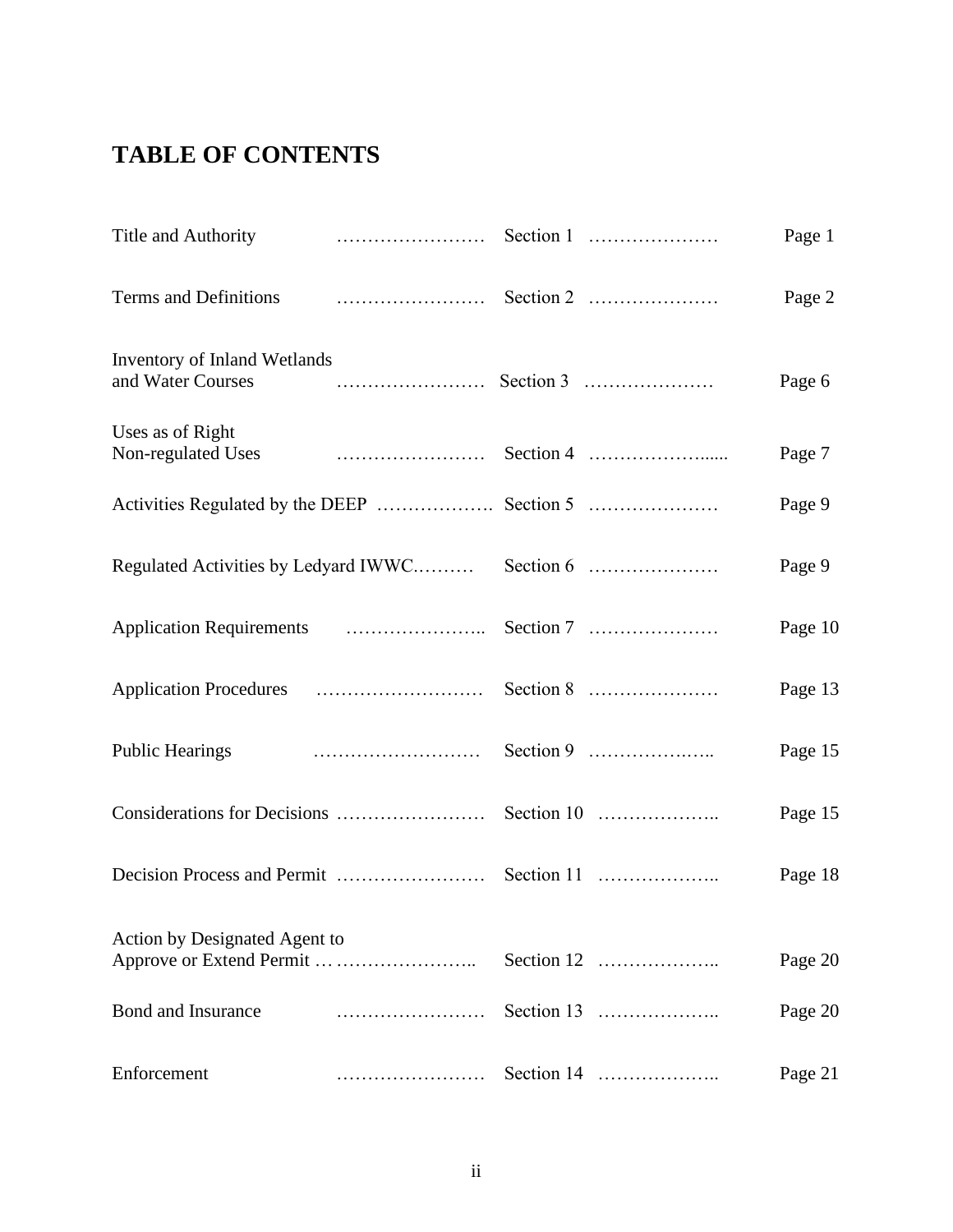# TABLE OF CONTENTS

| | | |
|---|---|---|
| Title and Authority | Section 1 | Page 1 |
| Terms and Definitions | Section 2 | Page 2 |
| Inventory of Inland Wetlands and Water Courses | Section 3 | Page 6 |
| Uses as of Right Non-regulated Uses | Section 4 | Page 7 |
| Activities Regulated by the DEEP | Section 5 | Page 9 |
| Regulated Activities by Ledyard IWWC | Section 6 | Page 9 |
| Application Requirements | Section 7 | Page 10 |
| Application Procedures | Section 8 | Page 13 |
| Public Hearings | Section 9 | Page 15 |
| Considerations for Decisions | Section 10 | Page 15 |
| Decision Process and Permit | Section 11 | Page 18 |
| Action by Designated Agent to Approve or Extend Permit | Section 12 | Page 20 |
| Bond and Insurance | Section 13 | Page 20 |
| Enforcement | Section 14 | Page 21 |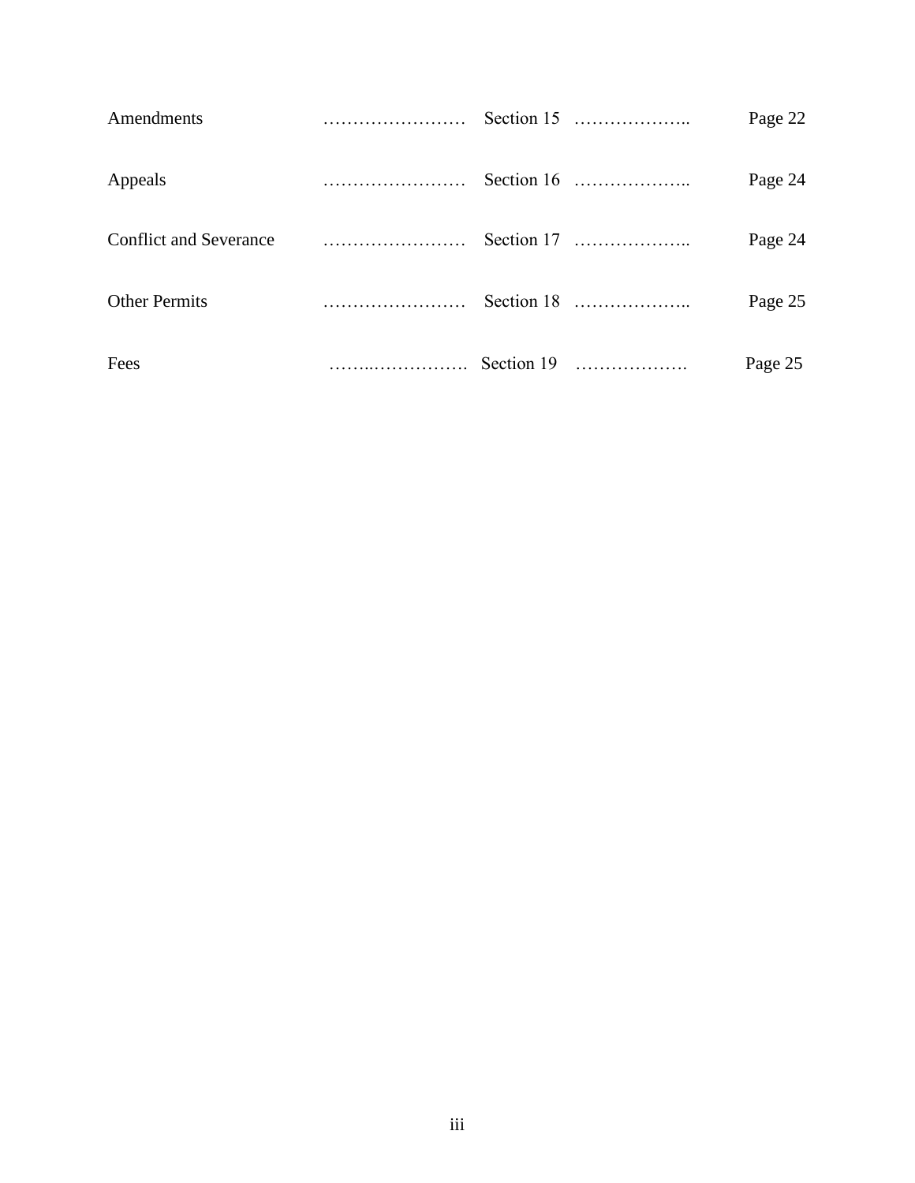| | | | | |
|---|---|---|---|---|
| Amendments | …………………… | Section 15 | ……………….. | Page 22 |
| Appeals | …………………… | Section 16 | ……………….. | Page 24 |
| Conflict and Severance | …………………… | Section 17 | ……………….. | Page 24 |
| Other Permits | …………………… | Section 18 | ……………….. | Page 25 |
| Fees | ……..……………. | Section 19 | ………………. | Page 25 |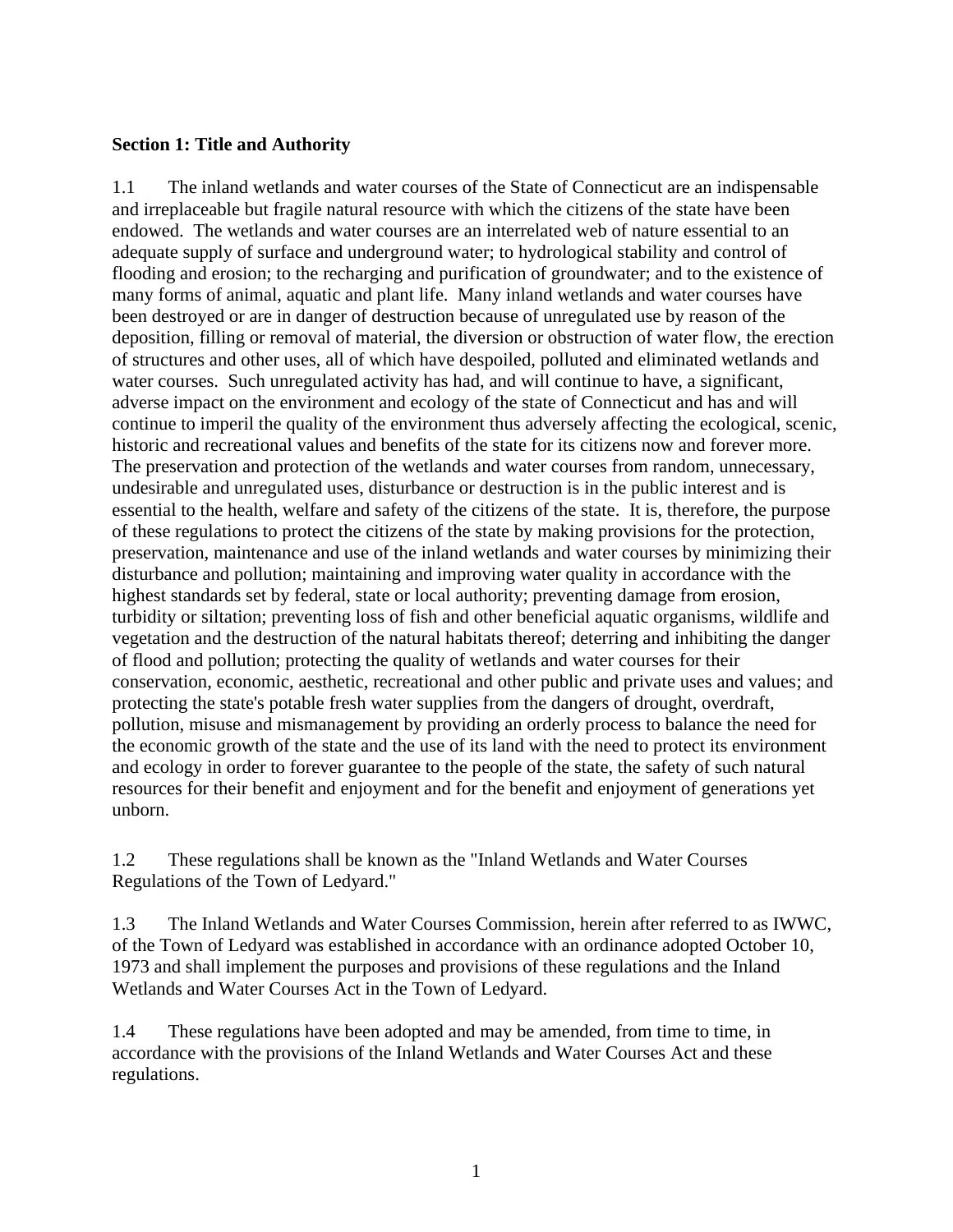**Section 1: Title and Authority**

1.1 The inland wetlands and water courses of the State of Connecticut are an indispensable and irreplaceable but fragile natural resource with which the citizens of the state have been endowed. The wetlands and water courses are an interrelated web of nature essential to an adequate supply of surface and underground water; to hydrological stability and control of flooding and erosion; to the recharging and purification of groundwater; and to the existence of many forms of animal, aquatic and plant life. Many inland wetlands and water courses have been destroyed or are in danger of destruction because of unregulated use by reason of the deposition, filling or removal of material, the diversion or obstruction of water flow, the erection of structures and other uses, all of which have despoiled, polluted and eliminated wetlands and water courses. Such unregulated activity has had, and will continue to have, a significant, adverse impact on the environment and ecology of the state of Connecticut and has and will continue to imperil the quality of the environment thus adversely affecting the ecological, scenic, historic and recreational values and benefits of the state for its citizens now and forever more. The preservation and protection of the wetlands and water courses from random, unnecessary, undesirable and unregulated uses, disturbance or destruction is in the public interest and is essential to the health, welfare and safety of the citizens of the state. It is, therefore, the purpose of these regulations to protect the citizens of the state by making provisions for the protection, preservation, maintenance and use of the inland wetlands and water courses by minimizing their disturbance and pollution; maintaining and improving water quality in accordance with the highest standards set by federal, state or local authority; preventing damage from erosion, turbidity or siltation; preventing loss of fish and other beneficial aquatic organisms, wildlife and vegetation and the destruction of the natural habitats thereof; deterring and inhibiting the danger of flood and pollution; protecting the quality of wetlands and water courses for their conservation, economic, aesthetic, recreational and other public and private uses and values; and protecting the state's potable fresh water supplies from the dangers of drought, overdraft, pollution, misuse and mismanagement by providing an orderly process to balance the need for the economic growth of the state and the use of its land with the need to protect its environment and ecology in order to forever guarantee to the people of the state, the safety of such natural resources for their benefit and enjoyment and for the benefit and enjoyment of generations yet unborn.

1.2 These regulations shall be known as the "Inland Wetlands and Water Courses Regulations of the Town of Ledyard."

1.3 The Inland Wetlands and Water Courses Commission, herein after referred to as IWWC, of the Town of Ledyard was established in accordance with an ordinance adopted October 10, 1973 and shall implement the purposes and provisions of these regulations and the Inland Wetlands and Water Courses Act in the Town of Ledyard.

1.4 These regulations have been adopted and may be amended, from time to time, in accordance with the provisions of the Inland Wetlands and Water Courses Act and these regulations.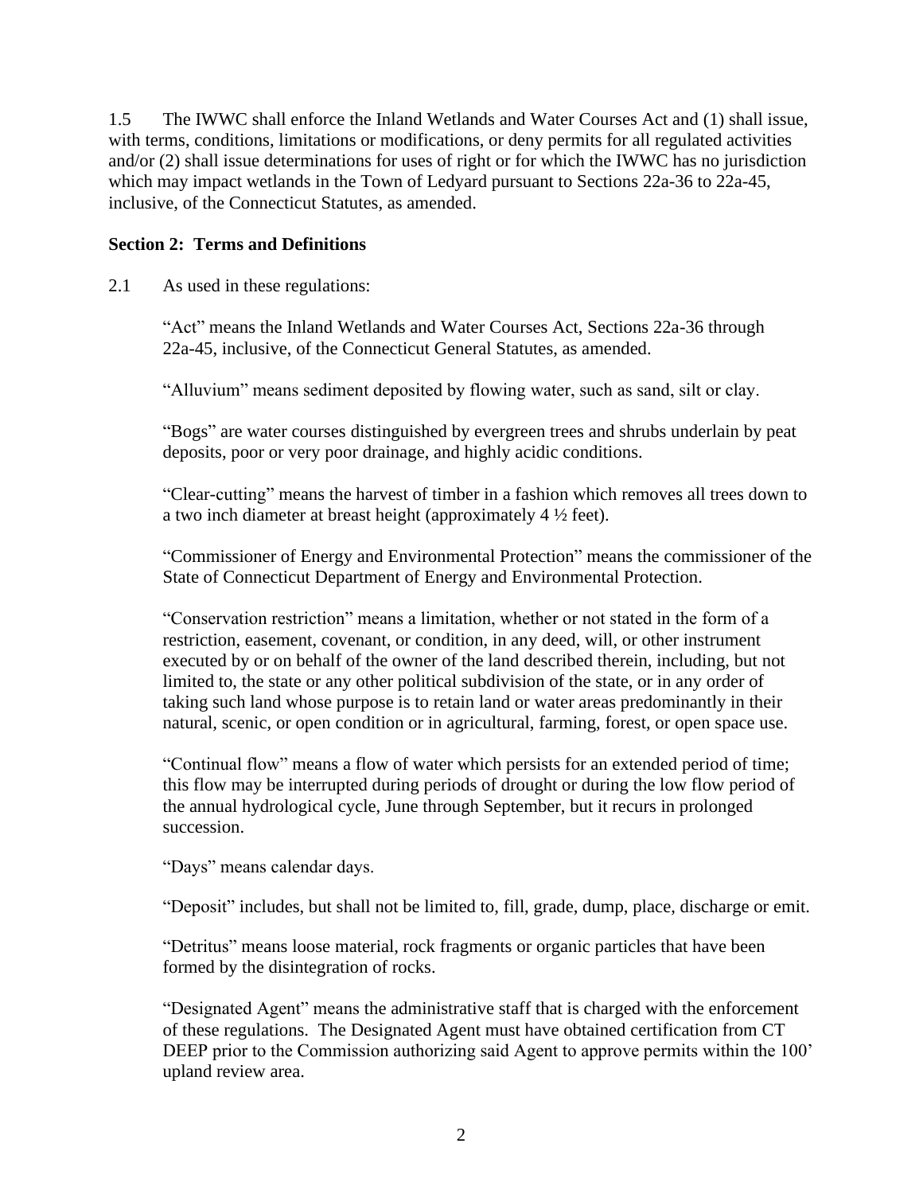1.5 The IWWC shall enforce the Inland Wetlands and Water Courses Act and (1) shall issue, with terms, conditions, limitations or modifications, or deny permits for all regulated activities and/or (2) shall issue determinations for uses of right or for which the IWWC has no jurisdiction which may impact wetlands in the Town of Ledyard pursuant to Sections 22a-36 to 22a-45, inclusive, of the Connecticut Statutes, as amended.

## Section 2: Terms and Definitions

2.1 As used in these regulations:

"Act" means the Inland Wetlands and Water Courses Act, Sections 22a-36 through 22a-45, inclusive, of the Connecticut General Statutes, as amended.

"Alluvium" means sediment deposited by flowing water, such as sand, silt or clay.

"Bogs" are water courses distinguished by evergreen trees and shrubs underlain by peat deposits, poor or very poor drainage, and highly acidic conditions.

"Clear-cutting" means the harvest of timber in a fashion which removes all trees down to a two inch diameter at breast height (approximately 4 ½ feet).

"Commissioner of Energy and Environmental Protection" means the commissioner of the State of Connecticut Department of Energy and Environmental Protection.

"Conservation restriction" means a limitation, whether or not stated in the form of a restriction, easement, covenant, or condition, in any deed, will, or other instrument executed by or on behalf of the owner of the land described therein, including, but not limited to, the state or any other political subdivision of the state, or in any order of taking such land whose purpose is to retain land or water areas predominantly in their natural, scenic, or open condition or in agricultural, farming, forest, or open space use.

"Continual flow" means a flow of water which persists for an extended period of time; this flow may be interrupted during periods of drought or during the low flow period of the annual hydrological cycle, June through September, but it recurs in prolonged succession.

"Days" means calendar days.

"Deposit" includes, but shall not be limited to, fill, grade, dump, place, discharge or emit.

"Detritus" means loose material, rock fragments or organic particles that have been formed by the disintegration of rocks.

"Designated Agent" means the administrative staff that is charged with the enforcement of these regulations. The Designated Agent must have obtained certification from CT DEEP prior to the Commission authorizing said Agent to approve permits within the 100' upland review area.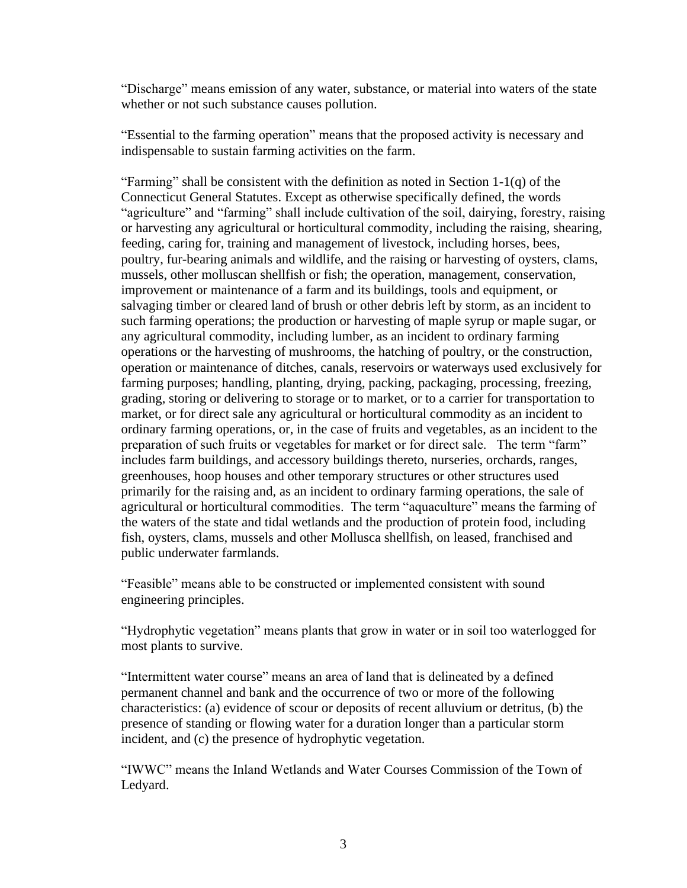"Discharge" means emission of any water, substance, or material into waters of the state whether or not such substance causes pollution.

"Essential to the farming operation" means that the proposed activity is necessary and indispensable to sustain farming activities on the farm.

"Farming" shall be consistent with the definition as noted in Section 1-1(q) of the Connecticut General Statutes. Except as otherwise specifically defined, the words "agriculture" and "farming" shall include cultivation of the soil, dairying, forestry, raising or harvesting any agricultural or horticultural commodity, including the raising, shearing, feeding, caring for, training and management of livestock, including horses, bees, poultry, fur-bearing animals and wildlife, and the raising or harvesting of oysters, clams, mussels, other molluscan shellfish or fish; the operation, management, conservation, improvement or maintenance of a farm and its buildings, tools and equipment, or salvaging timber or cleared land of brush or other debris left by storm, as an incident to such farming operations; the production or harvesting of maple syrup or maple sugar, or any agricultural commodity, including lumber, as an incident to ordinary farming operations or the harvesting of mushrooms, the hatching of poultry, or the construction, operation or maintenance of ditches, canals, reservoirs or waterways used exclusively for farming purposes; handling, planting, drying, packing, packaging, processing, freezing, grading, storing or delivering to storage or to market, or to a carrier for transportation to market, or for direct sale any agricultural or horticultural commodity as an incident to ordinary farming operations, or, in the case of fruits and vegetables, as an incident to the preparation of such fruits or vegetables for market or for direct sale. The term "farm" includes farm buildings, and accessory buildings thereto, nurseries, orchards, ranges, greenhouses, hoop houses and other temporary structures or other structures used primarily for the raising and, as an incident to ordinary farming operations, the sale of agricultural or horticultural commodities. The term "aquaculture" means the farming of the waters of the state and tidal wetlands and the production of protein food, including fish, oysters, clams, mussels and other Mollusca shellfish, on leased, franchised and public underwater farmlands.

"Feasible" means able to be constructed or implemented consistent with sound engineering principles.

"Hydrophytic vegetation" means plants that grow in water or in soil too waterlogged for most plants to survive.

"Intermittent water course" means an area of land that is delineated by a defined permanent channel and bank and the occurrence of two or more of the following characteristics: (a) evidence of scour or deposits of recent alluvium or detritus, (b) the presence of standing or flowing water for a duration longer than a particular storm incident, and (c) the presence of hydrophytic vegetation.

"IWWC" means the Inland Wetlands and Water Courses Commission of the Town of Ledyard.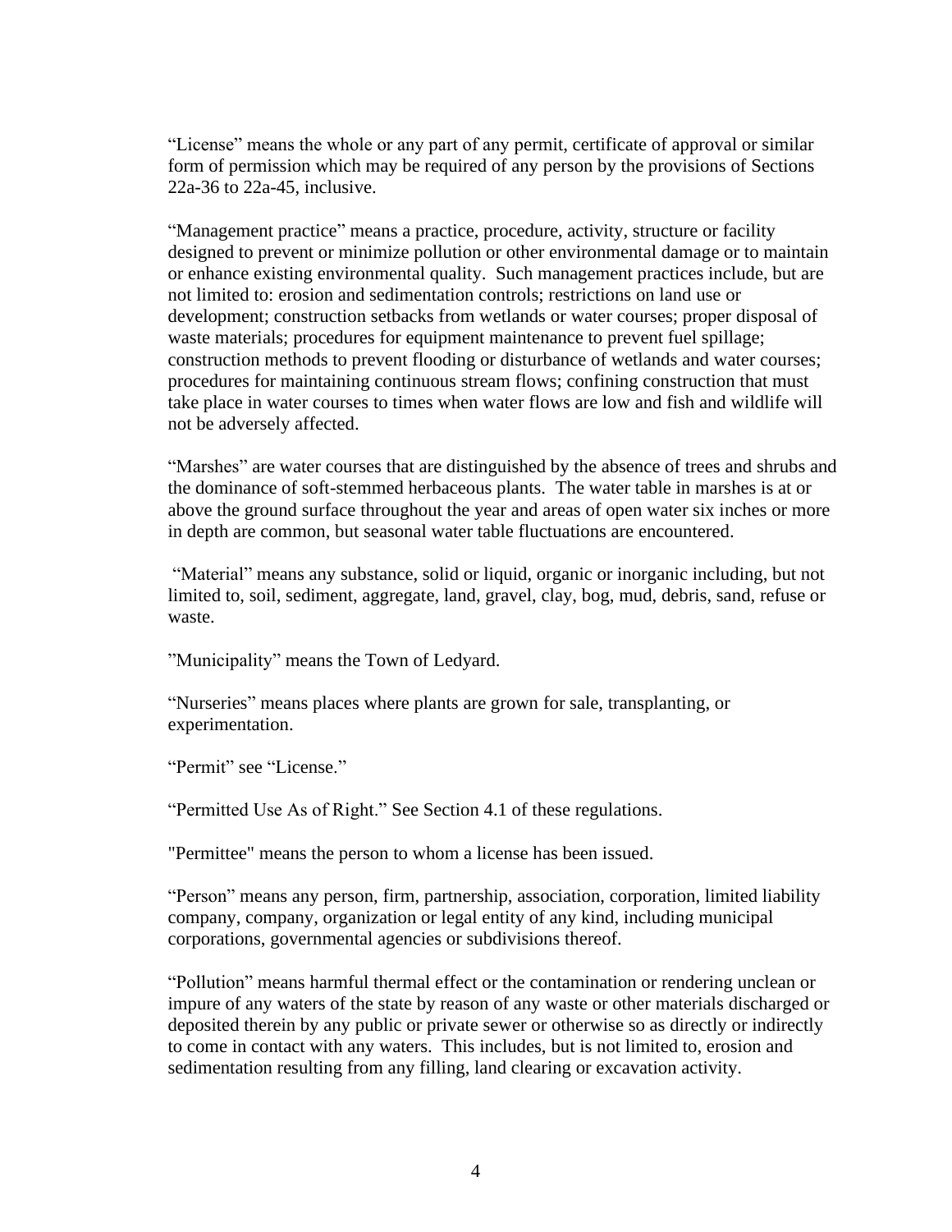"License" means the whole or any part of any permit, certificate of approval or similar form of permission which may be required of any person by the provisions of Sections 22a-36 to 22a-45, inclusive.

"Management practice" means a practice, procedure, activity, structure or facility designed to prevent or minimize pollution or other environmental damage or to maintain or enhance existing environmental quality. Such management practices include, but are not limited to: erosion and sedimentation controls; restrictions on land use or development; construction setbacks from wetlands or water courses; proper disposal of waste materials; procedures for equipment maintenance to prevent fuel spillage; construction methods to prevent flooding or disturbance of wetlands and water courses; procedures for maintaining continuous stream flows; confining construction that must take place in water courses to times when water flows are low and fish and wildlife will not be adversely affected.

"Marshes" are water courses that are distinguished by the absence of trees and shrubs and the dominance of soft-stemmed herbaceous plants. The water table in marshes is at or above the ground surface throughout the year and areas of open water six inches or more in depth are common, but seasonal water table fluctuations are encountered.

"Material" means any substance, solid or liquid, organic or inorganic including, but not limited to, soil, sediment, aggregate, land, gravel, clay, bog, mud, debris, sand, refuse or waste.

"Municipality" means the Town of Ledyard.

"Nurseries" means places where plants are grown for sale, transplanting, or experimentation.

"Permit" see "License."

"Permitted Use As of Right." See Section 4.1 of these regulations.

"Permittee" means the person to whom a license has been issued.

"Person" means any person, firm, partnership, association, corporation, limited liability company, company, organization or legal entity of any kind, including municipal corporations, governmental agencies or subdivisions thereof.

"Pollution" means harmful thermal effect or the contamination or rendering unclean or impure of any waters of the state by reason of any waste or other materials discharged or deposited therein by any public or private sewer or otherwise so as directly or indirectly to come in contact with any waters. This includes, but is not limited to, erosion and sedimentation resulting from any filling, land clearing or excavation activity.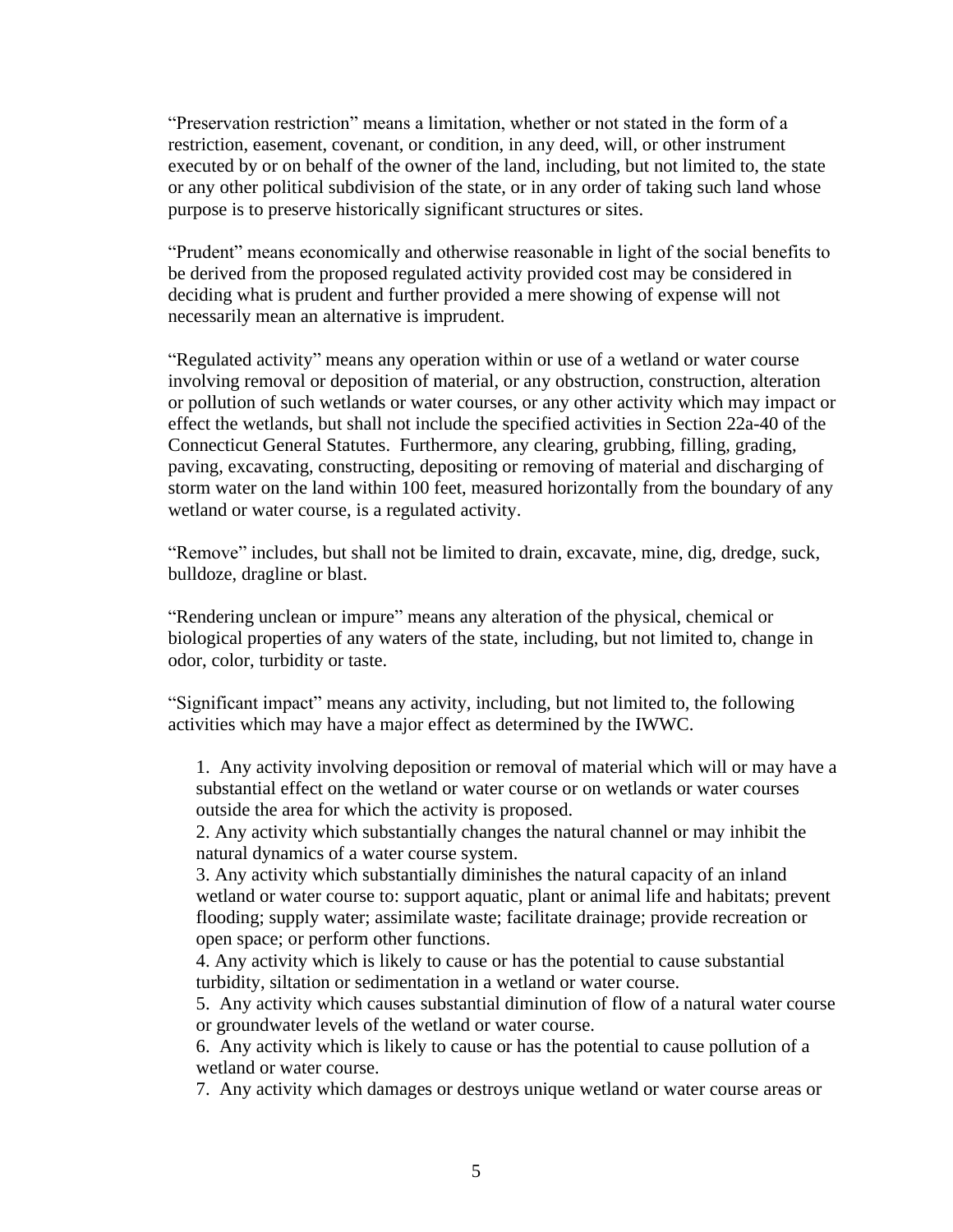"Preservation restriction" means a limitation, whether or not stated in the form of a restriction, easement, covenant, or condition, in any deed, will, or other instrument executed by or on behalf of the owner of the land, including, but not limited to, the state or any other political subdivision of the state, or in any order of taking such land whose purpose is to preserve historically significant structures or sites.

"Prudent" means economically and otherwise reasonable in light of the social benefits to be derived from the proposed regulated activity provided cost may be considered in deciding what is prudent and further provided a mere showing of expense will not necessarily mean an alternative is imprudent.

"Regulated activity" means any operation within or use of a wetland or water course involving removal or deposition of material, or any obstruction, construction, alteration or pollution of such wetlands or water courses, or any other activity which may impact or effect the wetlands, but shall not include the specified activities in Section 22a-40 of the Connecticut General Statutes. Furthermore, any clearing, grubbing, filling, grading, paving, excavating, constructing, depositing or removing of material and discharging of storm water on the land within 100 feet, measured horizontally from the boundary of any wetland or water course, is a regulated activity.

"Remove" includes, but shall not be limited to drain, excavate, mine, dig, dredge, suck, bulldoze, dragline or blast.

"Rendering unclean or impure" means any alteration of the physical, chemical or biological properties of any waters of the state, including, but not limited to, change in odor, color, turbidity or taste.

"Significant impact" means any activity, including, but not limited to, the following activities which may have a major effect as determined by the IWWC.

1. Any activity involving deposition or removal of material which will or may have a substantial effect on the wetland or water course or on wetlands or water courses outside the area for which the activity is proposed.
2. Any activity which substantially changes the natural channel or may inhibit the natural dynamics of a water course system.
3. Any activity which substantially diminishes the natural capacity of an inland wetland or water course to: support aquatic, plant or animal life and habitats; prevent flooding; supply water; assimilate waste; facilitate drainage; provide recreation or open space; or perform other functions.
4. Any activity which is likely to cause or has the potential to cause substantial turbidity, siltation or sedimentation in a wetland or water course.
5. Any activity which causes substantial diminution of flow of a natural water course or groundwater levels of the wetland or water course.
6. Any activity which is likely to cause or has the potential to cause pollution of a wetland or water course.
7. Any activity which damages or destroys unique wetland or water course areas or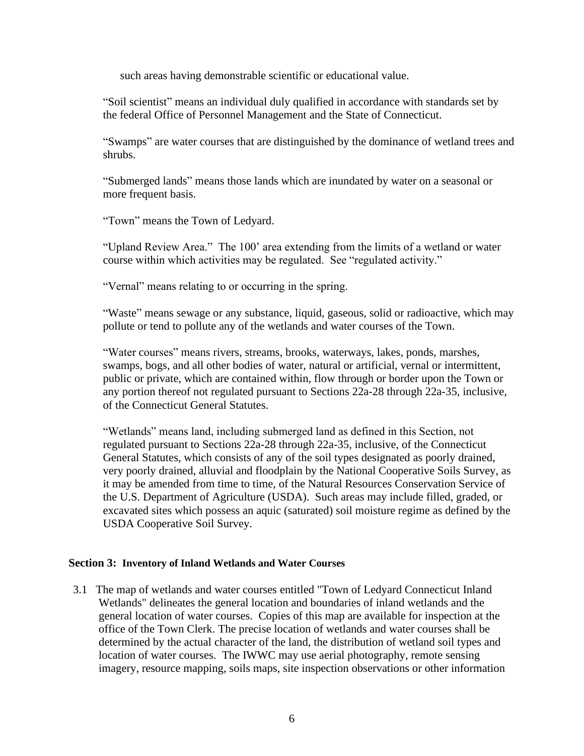such areas having demonstrable scientific or educational value.

"Soil scientist" means an individual duly qualified in accordance with standards set by the federal Office of Personnel Management and the State of Connecticut.

"Swamps" are water courses that are distinguished by the dominance of wetland trees and shrubs.

"Submerged lands" means those lands which are inundated by water on a seasonal or more frequent basis.

"Town" means the Town of Ledyard.

"Upland Review Area." The 100' area extending from the limits of a wetland or water course within which activities may be regulated. See "regulated activity."

"Vernal" means relating to or occurring in the spring.

"Waste" means sewage or any substance, liquid, gaseous, solid or radioactive, which may pollute or tend to pollute any of the wetlands and water courses of the Town.

"Water courses" means rivers, streams, brooks, waterways, lakes, ponds, marshes, swamps, bogs, and all other bodies of water, natural or artificial, vernal or intermittent, public or private, which are contained within, flow through or border upon the Town or any portion thereof not regulated pursuant to Sections 22a-28 through 22a-35, inclusive, of the Connecticut General Statutes.

"Wetlands" means land, including submerged land as defined in this Section, not regulated pursuant to Sections 22a-28 through 22a-35, inclusive, of the Connecticut General Statutes, which consists of any of the soil types designated as poorly drained, very poorly drained, alluvial and floodplain by the National Cooperative Soils Survey, as it may be amended from time to time, of the Natural Resources Conservation Service of the U.S. Department of Agriculture (USDA). Such areas may include filled, graded, or excavated sites which possess an aquic (saturated) soil moisture regime as defined by the USDA Cooperative Soil Survey.

## Section 3: Inventory of Inland Wetlands and Water Courses

3.1 The map of wetlands and water courses entitled "Town of Ledyard Connecticut Inland Wetlands" delineates the general location and boundaries of inland wetlands and the general location of water courses. Copies of this map are available for inspection at the office of the Town Clerk. The precise location of wetlands and water courses shall be determined by the actual character of the land, the distribution of wetland soil types and location of water courses. The IWWC may use aerial photography, remote sensing imagery, resource mapping, soils maps, site inspection observations or other information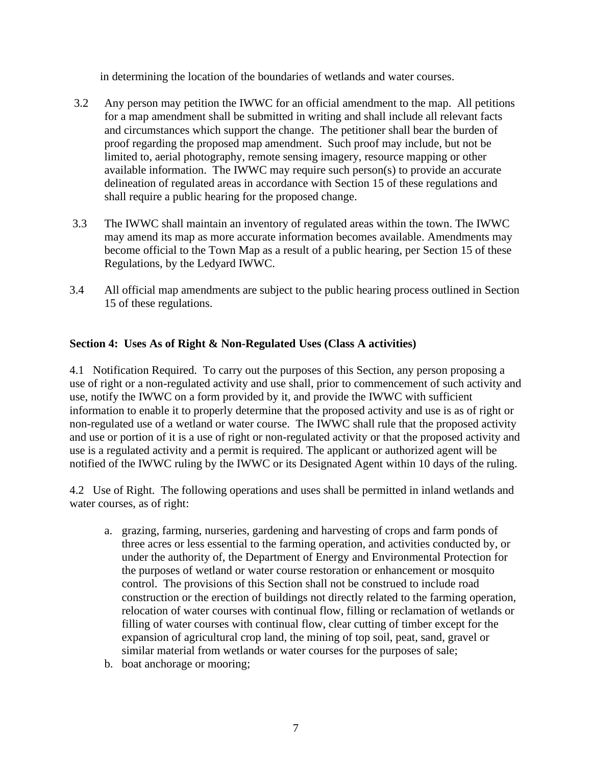in determining the location of the boundaries of wetlands and water courses.

3.2 Any person may petition the IWWC for an official amendment to the map. All petitions for a map amendment shall be submitted in writing and shall include all relevant facts and circumstances which support the change. The petitioner shall bear the burden of proof regarding the proposed map amendment. Such proof may include, but not be limited to, aerial photography, remote sensing imagery, resource mapping or other available information. The IWWC may require such person(s) to provide an accurate delineation of regulated areas in accordance with Section 15 of these regulations and shall require a public hearing for the proposed change.

3.3 The IWWC shall maintain an inventory of regulated areas within the town. The IWWC may amend its map as more accurate information becomes available. Amendments may become official to the Town Map as a result of a public hearing, per Section 15 of these Regulations, by the Ledyard IWWC.

3.4 All official map amendments are subject to the public hearing process outlined in Section 15 of these regulations.

**Section 4: Uses As of Right & Non-Regulated Uses (Class A activities)**

4.1 Notification Required. To carry out the purposes of this Section, any person proposing a use of right or a non-regulated activity and use shall, prior to commencement of such activity and use, notify the IWWC on a form provided by it, and provide the IWWC with sufficient information to enable it to properly determine that the proposed activity and use is as of right or non-regulated use of a wetland or water course. The IWWC shall rule that the proposed activity and use or portion of it is a use of right or non-regulated activity or that the proposed activity and use is a regulated activity and a permit is required. The applicant or authorized agent will be notified of the IWWC ruling by the IWWC or its Designated Agent within 10 days of the ruling.

4.2 Use of Right. The following operations and uses shall be permitted in inland wetlands and water courses, as of right:

a. grazing, farming, nurseries, gardening and harvesting of crops and farm ponds of three acres or less essential to the farming operation, and activities conducted by, or under the authority of, the Department of Energy and Environmental Protection for the purposes of wetland or water course restoration or enhancement or mosquito control. The provisions of this Section shall not be construed to include road construction or the erection of buildings not directly related to the farming operation, relocation of water courses with continual flow, filling or reclamation of wetlands or filling of water courses with continual flow, clear cutting of timber except for the expansion of agricultural crop land, the mining of top soil, peat, sand, gravel or similar material from wetlands or water courses for the purposes of sale;
b. boat anchorage or mooring;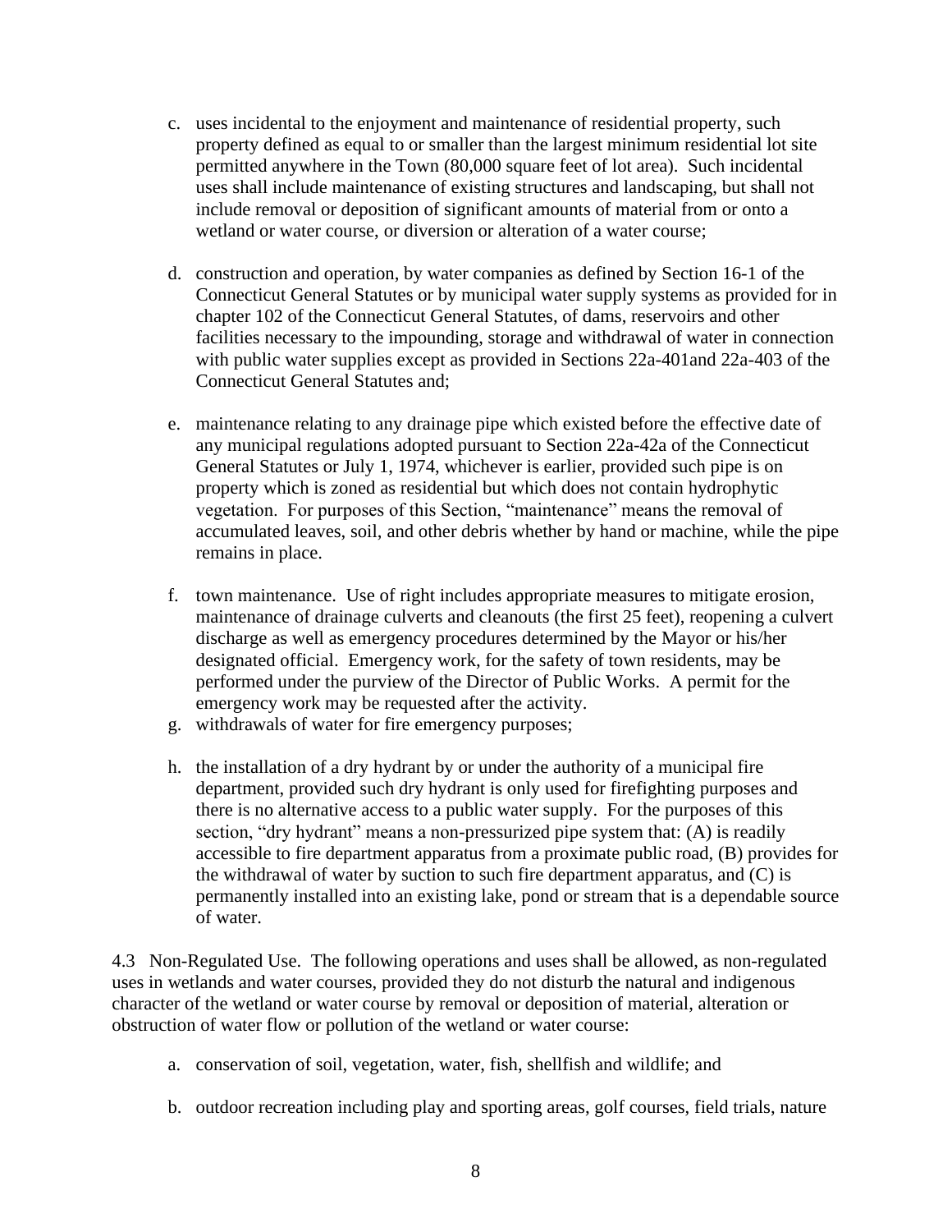c. uses incidental to the enjoyment and maintenance of residential property, such property defined as equal to or smaller than the largest minimum residential lot site permitted anywhere in the Town (80,000 square feet of lot area). Such incidental uses shall include maintenance of existing structures and landscaping, but shall not include removal or deposition of significant amounts of material from or onto a wetland or water course, or diversion or alteration of a water course;

d. construction and operation, by water companies as defined by Section 16-1 of the Connecticut General Statutes or by municipal water supply systems as provided for in chapter 102 of the Connecticut General Statutes, of dams, reservoirs and other facilities necessary to the impounding, storage and withdrawal of water in connection with public water supplies except as provided in Sections 22a-401and 22a-403 of the Connecticut General Statutes and;

e. maintenance relating to any drainage pipe which existed before the effective date of any municipal regulations adopted pursuant to Section 22a-42a of the Connecticut General Statutes or July 1, 1974, whichever is earlier, provided such pipe is on property which is zoned as residential but which does not contain hydrophytic vegetation. For purposes of this Section, "maintenance" means the removal of accumulated leaves, soil, and other debris whether by hand or machine, while the pipe remains in place.

f. town maintenance. Use of right includes appropriate measures to mitigate erosion, maintenance of drainage culverts and cleanouts (the first 25 feet), reopening a culvert discharge as well as emergency procedures determined by the Mayor or his/her designated official. Emergency work, for the safety of town residents, may be performed under the purview of the Director of Public Works. A permit for the emergency work may be requested after the activity.

g. withdrawals of water for fire emergency purposes;

h. the installation of a dry hydrant by or under the authority of a municipal fire department, provided such dry hydrant is only used for firefighting purposes and there is no alternative access to a public water supply. For the purposes of this section, "dry hydrant" means a non-pressurized pipe system that: (A) is readily accessible to fire department apparatus from a proximate public road, (B) provides for the withdrawal of water by suction to such fire department apparatus, and (C) is permanently installed into an existing lake, pond or stream that is a dependable source of water.

4.3 Non-Regulated Use. The following operations and uses shall be allowed, as non-regulated uses in wetlands and water courses, provided they do not disturb the natural and indigenous character of the wetland or water course by removal or deposition of material, alteration or obstruction of water flow or pollution of the wetland or water course:

a. conservation of soil, vegetation, water, fish, shellfish and wildlife; and

b. outdoor recreation including play and sporting areas, golf courses, field trials, nature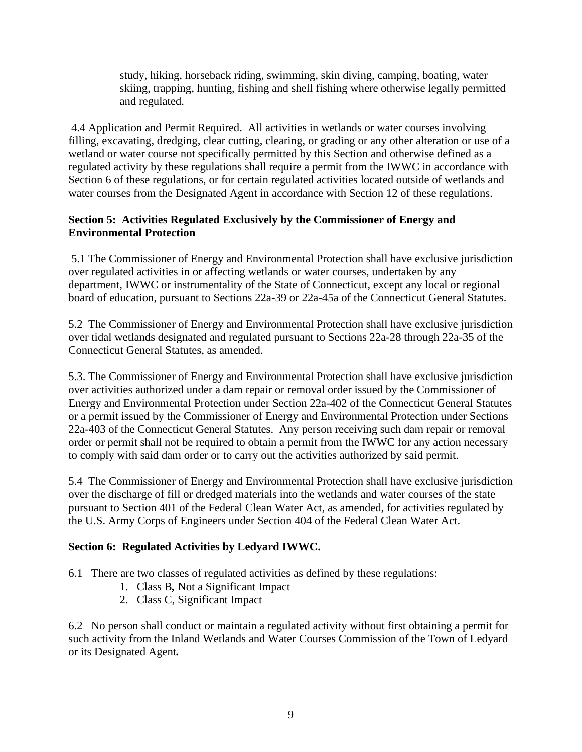study, hiking, horseback riding, swimming, skin diving, camping, boating, water skiing, trapping, hunting, fishing and shell fishing where otherwise legally permitted and regulated.

4.4 Application and Permit Required. All activities in wetlands or water courses involving filling, excavating, dredging, clear cutting, clearing, or grading or any other alteration or use of a wetland or water course not specifically permitted by this Section and otherwise defined as a regulated activity by these regulations shall require a permit from the IWWC in accordance with Section 6 of these regulations, or for certain regulated activities located outside of wetlands and water courses from the Designated Agent in accordance with Section 12 of these regulations.

**Section 5: Activities Regulated Exclusively by the Commissioner of Energy and Environmental Protection**

5.1 The Commissioner of Energy and Environmental Protection shall have exclusive jurisdiction over regulated activities in or affecting wetlands or water courses, undertaken by any department, IWWC or instrumentality of the State of Connecticut, except any local or regional board of education, pursuant to Sections 22a-39 or 22a-45a of the Connecticut General Statutes.

5.2 The Commissioner of Energy and Environmental Protection shall have exclusive jurisdiction over tidal wetlands designated and regulated pursuant to Sections 22a-28 through 22a-35 of the Connecticut General Statutes, as amended.

5.3. The Commissioner of Energy and Environmental Protection shall have exclusive jurisdiction over activities authorized under a dam repair or removal order issued by the Commissioner of Energy and Environmental Protection under Section 22a-402 of the Connecticut General Statutes or a permit issued by the Commissioner of Energy and Environmental Protection under Sections 22a-403 of the Connecticut General Statutes. Any person receiving such dam repair or removal order or permit shall not be required to obtain a permit from the IWWC for any action necessary to comply with said dam order or to carry out the activities authorized by said permit.

5.4 The Commissioner of Energy and Environmental Protection shall have exclusive jurisdiction over the discharge of fill or dredged materials into the wetlands and water courses of the state pursuant to Section 401 of the Federal Clean Water Act, as amended, for activities regulated by the U.S. Army Corps of Engineers under Section 404 of the Federal Clean Water Act.

**Section 6: Regulated Activities by Ledyard IWWC.**

6.1 There are two classes of regulated activities as defined by these regulations:

1. Class B**,** Not a Significant Impact
2. Class C, Significant Impact

6.2 No person shall conduct or maintain a regulated activity without first obtaining a permit for such activity from the Inland Wetlands and Water Courses Commission of the Town of Ledyard or its Designated Agent**.**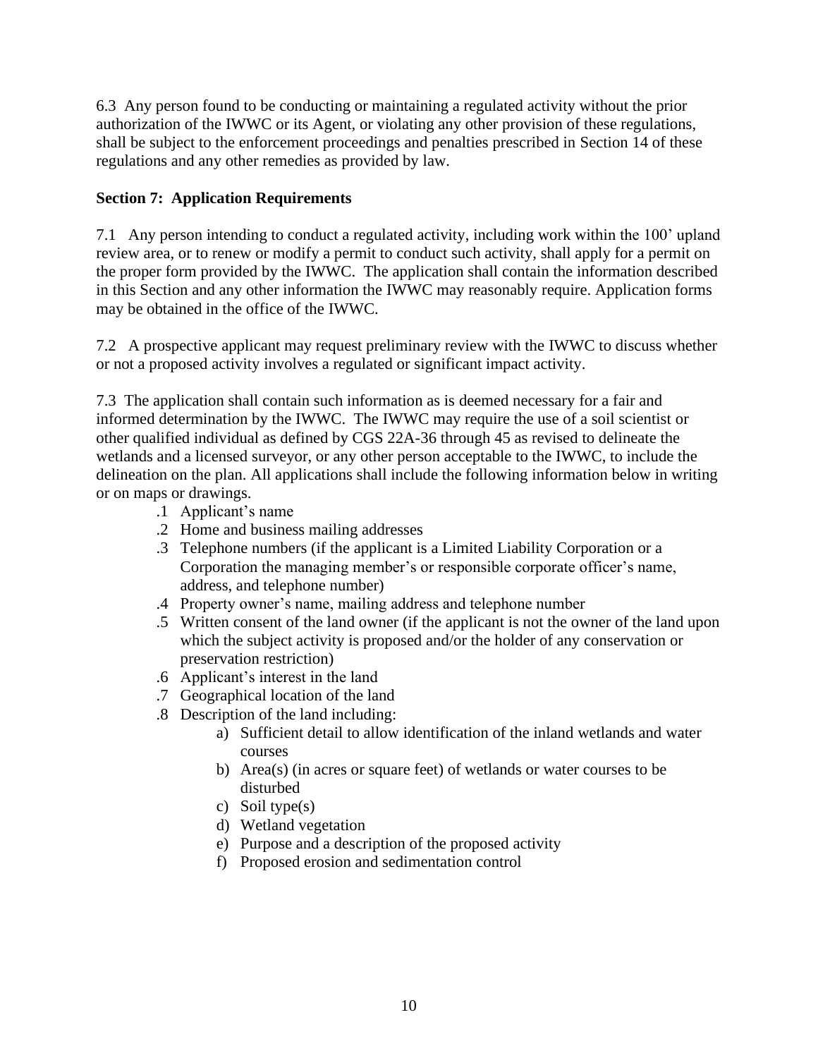6.3 Any person found to be conducting or maintaining a regulated activity without the prior authorization of the IWWC or its Agent, or violating any other provision of these regulations, shall be subject to the enforcement proceedings and penalties prescribed in Section 14 of these regulations and any other remedies as provided by law.

**Section 7: Application Requirements**

7.1 Any person intending to conduct a regulated activity, including work within the 100' upland review area, or to renew or modify a permit to conduct such activity, shall apply for a permit on the proper form provided by the IWWC. The application shall contain the information described in this Section and any other information the IWWC may reasonably require. Application forms may be obtained in the office of the IWWC.

7.2 A prospective applicant may request preliminary review with the IWWC to discuss whether or not a proposed activity involves a regulated or significant impact activity.

7.3 The application shall contain such information as is deemed necessary for a fair and informed determination by the IWWC. The IWWC may require the use of a soil scientist or other qualified individual as defined by CGS 22A-36 through 45 as revised to delineate the wetlands and a licensed surveyor, or any other person acceptable to the IWWC, to include the delineation on the plan. All applications shall include the following information below in writing or on maps or drawings.

- .1 Applicant's name
- .2 Home and business mailing addresses
- .3 Telephone numbers (if the applicant is a Limited Liability Corporation or a Corporation the managing member's or responsible corporate officer's name, address, and telephone number)
- .4 Property owner's name, mailing address and telephone number
- .5 Written consent of the land owner (if the applicant is not the owner of the land upon which the subject activity is proposed and/or the holder of any conservation or preservation restriction)
- .6 Applicant's interest in the land
- .7 Geographical location of the land
- .8 Description of the land including:
  - a) Sufficient detail to allow identification of the inland wetlands and water courses
  - b) Area(s) (in acres or square feet) of wetlands or water courses to be disturbed
  - c) Soil type(s)
  - d) Wetland vegetation
  - e) Purpose and a description of the proposed activity
  - f) Proposed erosion and sedimentation control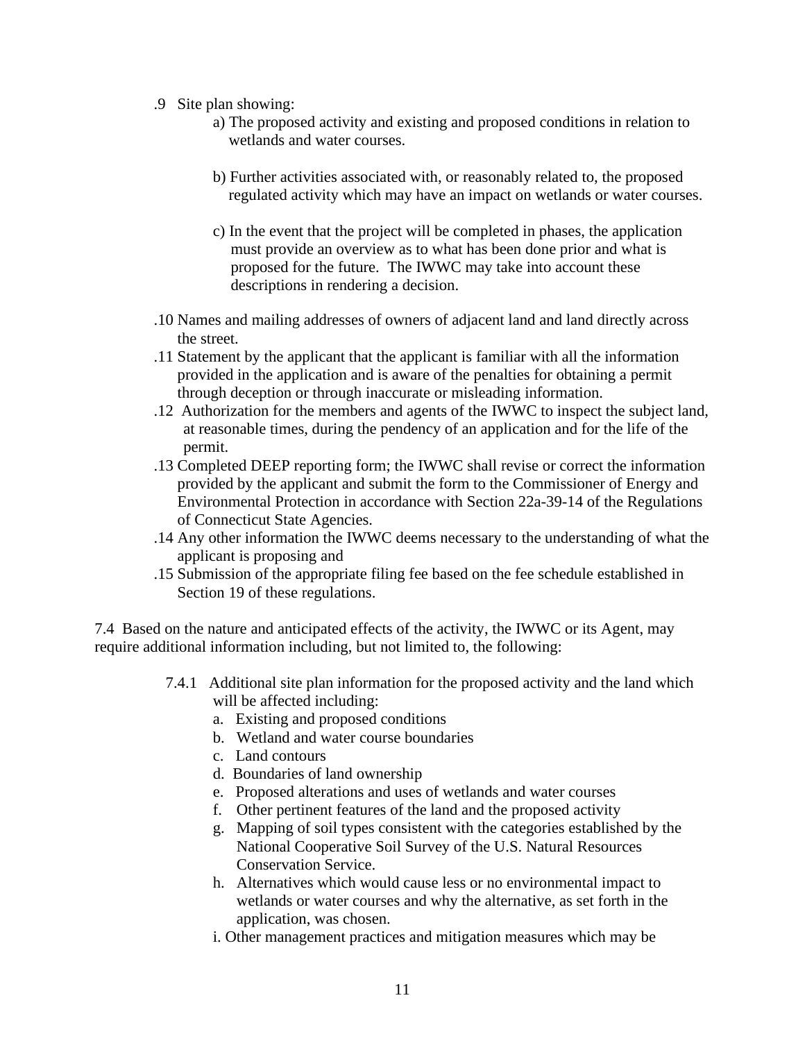.9 Site plan showing:

a) The proposed activity and existing and proposed conditions in relation to wetlands and water courses.

b) Further activities associated with, or reasonably related to, the proposed regulated activity which may have an impact on wetlands or water courses.

c) In the event that the project will be completed in phases, the application must provide an overview as to what has been done prior and what is proposed for the future. The IWWC may take into account these descriptions in rendering a decision.

.10 Names and mailing addresses of owners of adjacent land and land directly across the street.

.11 Statement by the applicant that the applicant is familiar with all the information provided in the application and is aware of the penalties for obtaining a permit through deception or through inaccurate or misleading information.

.12 Authorization for the members and agents of the IWWC to inspect the subject land, at reasonable times, during the pendency of an application and for the life of the permit.

.13 Completed DEEP reporting form; the IWWC shall revise or correct the information provided by the applicant and submit the form to the Commissioner of Energy and Environmental Protection in accordance with Section 22a-39-14 of the Regulations of Connecticut State Agencies.

.14 Any other information the IWWC deems necessary to the understanding of what the applicant is proposing and

.15 Submission of the appropriate filing fee based on the fee schedule established in Section 19 of these regulations.

7.4 Based on the nature and anticipated effects of the activity, the IWWC or its Agent, may require additional information including, but not limited to, the following:

7.4.1 Additional site plan information for the proposed activity and the land which will be affected including:

a. Existing and proposed conditions
b. Wetland and water course boundaries
c. Land contours
d. Boundaries of land ownership
e. Proposed alterations and uses of wetlands and water courses
f. Other pertinent features of the land and the proposed activity
g. Mapping of soil types consistent with the categories established by the National Cooperative Soil Survey of the U.S. Natural Resources Conservation Service.
h. Alternatives which would cause less or no environmental impact to wetlands or water courses and why the alternative, as set forth in the application, was chosen.
i. Other management practices and mitigation measures which may be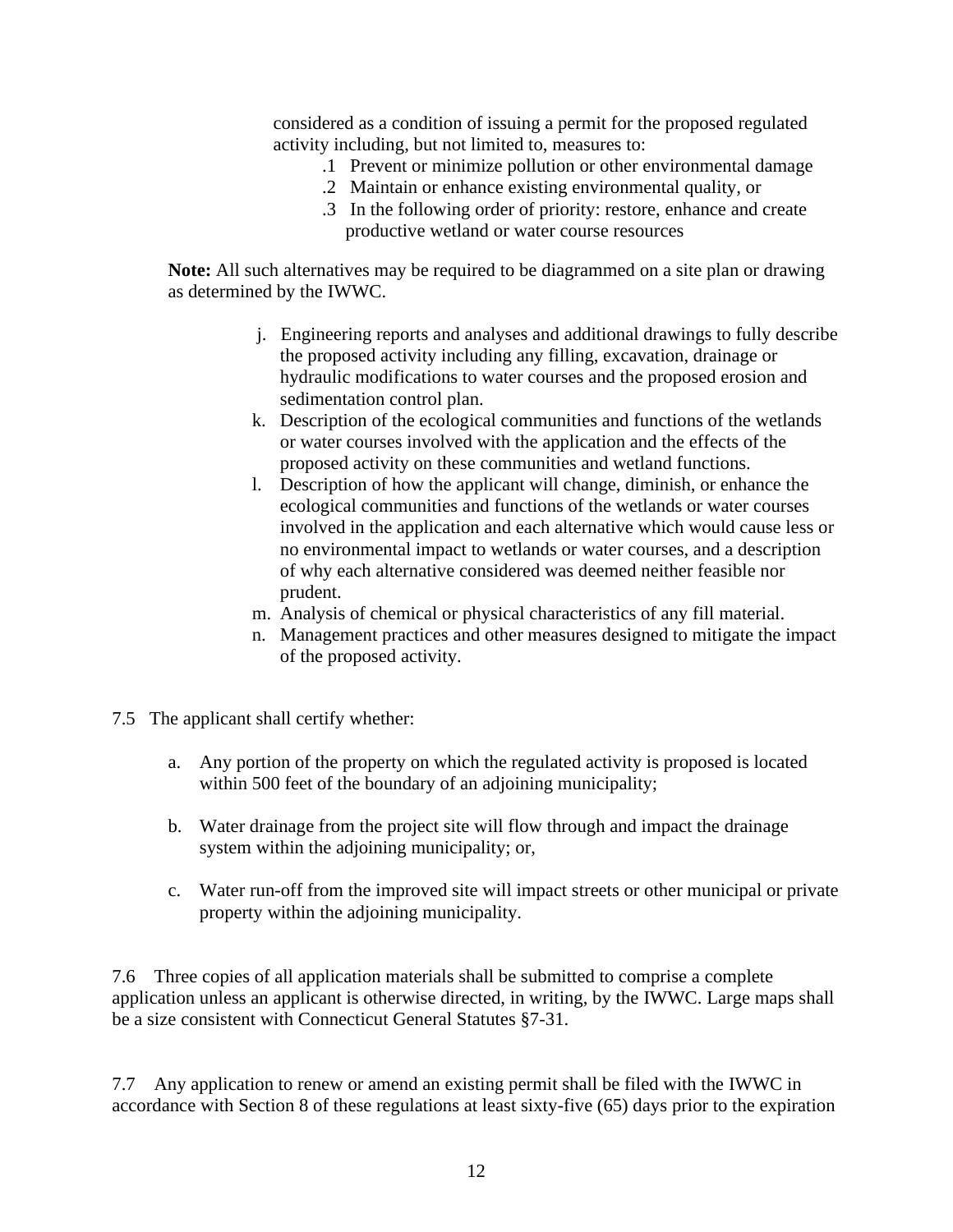considered as a condition of issuing a permit for the proposed regulated activity including, but not limited to, measures to:

.1 Prevent or minimize pollution or other environmental damage
.2 Maintain or enhance existing environmental quality, or
.3 In the following order of priority: restore, enhance and create productive wetland or water course resources

**Note:** All such alternatives may be required to be diagrammed on a site plan or drawing as determined by the IWWC.

j. Engineering reports and analyses and additional drawings to fully describe the proposed activity including any filling, excavation, drainage or hydraulic modifications to water courses and the proposed erosion and sedimentation control plan.
k. Description of the ecological communities and functions of the wetlands or water courses involved with the application and the effects of the proposed activity on these communities and wetland functions.
l. Description of how the applicant will change, diminish, or enhance the ecological communities and functions of the wetlands or water courses involved in the application and each alternative which would cause less or no environmental impact to wetlands or water courses, and a description of why each alternative considered was deemed neither feasible nor prudent.
m. Analysis of chemical or physical characteristics of any fill material.
n. Management practices and other measures designed to mitigate the impact of the proposed activity.

7.5 The applicant shall certify whether:

a. Any portion of the property on which the regulated activity is proposed is located within 500 feet of the boundary of an adjoining municipality;

b. Water drainage from the project site will flow through and impact the drainage system within the adjoining municipality; or,

c. Water run-off from the improved site will impact streets or other municipal or private property within the adjoining municipality.

7.6 Three copies of all application materials shall be submitted to comprise a complete application unless an applicant is otherwise directed, in writing, by the IWWC. Large maps shall be a size consistent with Connecticut General Statutes §7-31.

7.7 Any application to renew or amend an existing permit shall be filed with the IWWC in accordance with Section 8 of these regulations at least sixty-five (65) days prior to the expiration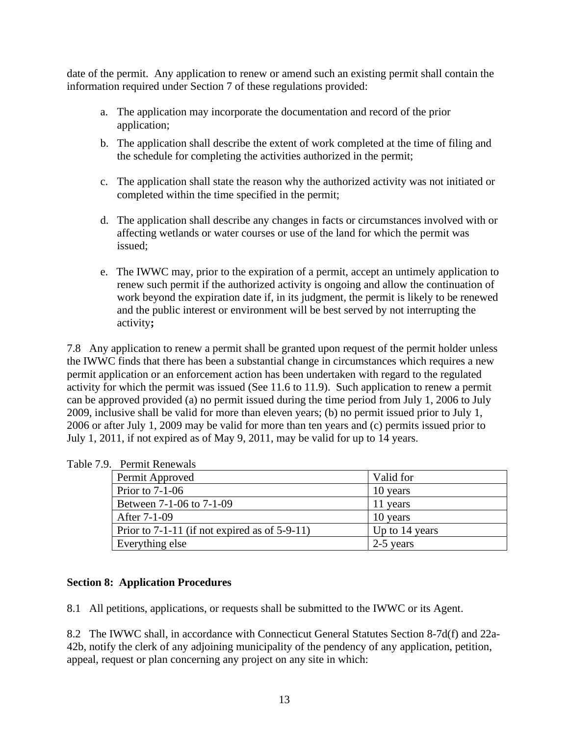date of the permit. Any application to renew or amend such an existing permit shall contain the information required under Section 7 of these regulations provided:

a. The application may incorporate the documentation and record of the prior application;

b. The application shall describe the extent of work completed at the time of filing and the schedule for completing the activities authorized in the permit;

c. The application shall state the reason why the authorized activity was not initiated or completed within the time specified in the permit;

d. The application shall describe any changes in facts or circumstances involved with or affecting wetlands or water courses or use of the land for which the permit was issued;

e. The IWWC may, prior to the expiration of a permit, accept an untimely application to renew such permit if the authorized activity is ongoing and allow the continuation of work beyond the expiration date if, in its judgment, the permit is likely to be renewed and the public interest or environment will be best served by not interrupting the activity**;**

7.8 Any application to renew a permit shall be granted upon request of the permit holder unless the IWWC finds that there has been a substantial change in circumstances which requires a new permit application or an enforcement action has been undertaken with regard to the regulated activity for which the permit was issued (See 11.6 to 11.9). Such application to renew a permit can be approved provided (a) no permit issued during the time period from July 1, 2006 to July 2009, inclusive shall be valid for more than eleven years; (b) no permit issued prior to July 1, 2006 or after July 1, 2009 may be valid for more than ten years and (c) permits issued prior to July 1, 2011, if not expired as of May 9, 2011, may be valid for up to 14 years.

Table 7.9. Permit Renewals

| Permit Approved | Valid for |
|---|---|
| Prior to 7-1-06 | 10 years |
| Between 7-1-06 to 7-1-09 | 11 years |
| After 7-1-09 | 10 years |
| Prior to 7-1-11 (if not expired as of 5-9-11) | Up to 14 years |
| Everything else | 2-5 years |

**Section 8: Application Procedures**

8.1 All petitions, applications, or requests shall be submitted to the IWWC or its Agent.

8.2 The IWWC shall, in accordance with Connecticut General Statutes Section 8-7d(f) and 22a-42b, notify the clerk of any adjoining municipality of the pendency of any application, petition, appeal, request or plan concerning any project on any site in which: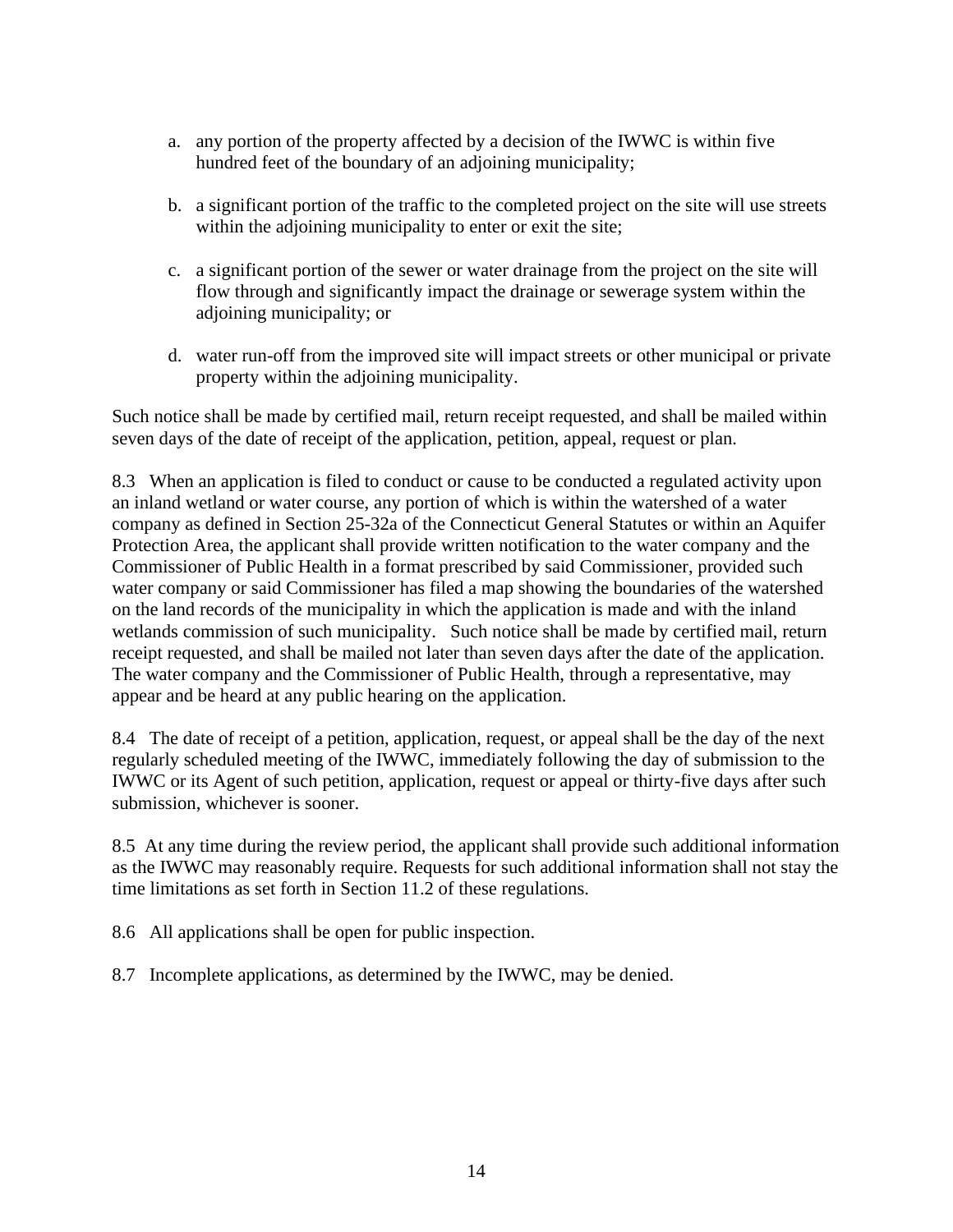a. any portion of the property affected by a decision of the IWWC is within five hundred feet of the boundary of an adjoining municipality;

b. a significant portion of the traffic to the completed project on the site will use streets within the adjoining municipality to enter or exit the site;

c. a significant portion of the sewer or water drainage from the project on the site will flow through and significantly impact the drainage or sewerage system within the adjoining municipality; or

d. water run-off from the improved site will impact streets or other municipal or private property within the adjoining municipality.

Such notice shall be made by certified mail, return receipt requested, and shall be mailed within seven days of the date of receipt of the application, petition, appeal, request or plan.

8.3 When an application is filed to conduct or cause to be conducted a regulated activity upon an inland wetland or water course, any portion of which is within the watershed of a water company as defined in Section 25-32a of the Connecticut General Statutes or within an Aquifer Protection Area, the applicant shall provide written notification to the water company and the Commissioner of Public Health in a format prescribed by said Commissioner, provided such water company or said Commissioner has filed a map showing the boundaries of the watershed on the land records of the municipality in which the application is made and with the inland wetlands commission of such municipality. Such notice shall be made by certified mail, return receipt requested, and shall be mailed not later than seven days after the date of the application. The water company and the Commissioner of Public Health, through a representative, may appear and be heard at any public hearing on the application.

8.4 The date of receipt of a petition, application, request, or appeal shall be the day of the next regularly scheduled meeting of the IWWC, immediately following the day of submission to the IWWC or its Agent of such petition, application, request or appeal or thirty-five days after such submission, whichever is sooner.

8.5 At any time during the review period, the applicant shall provide such additional information as the IWWC may reasonably require. Requests for such additional information shall not stay the time limitations as set forth in Section 11.2 of these regulations.

8.6 All applications shall be open for public inspection.

8.7 Incomplete applications, as determined by the IWWC, may be denied.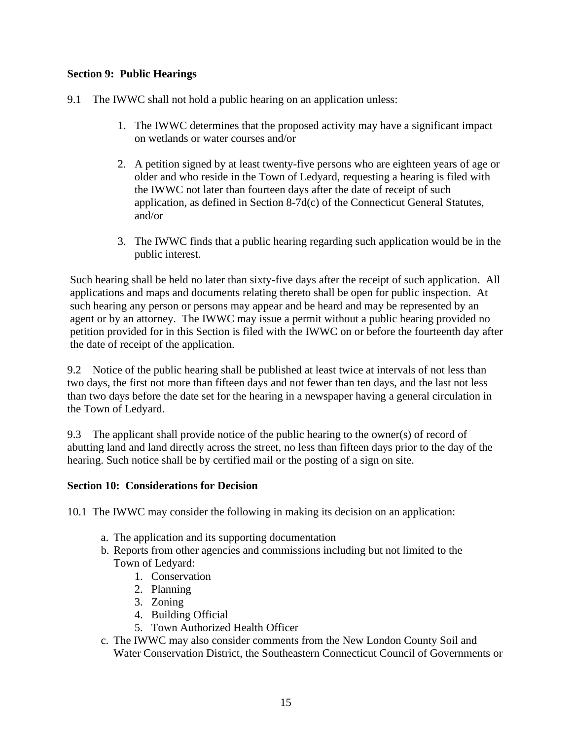**Section 9: Public Hearings**

9.1 The IWWC shall not hold a public hearing on an application unless:

1. The IWWC determines that the proposed activity may have a significant impact on wetlands or water courses and/or

2. A petition signed by at least twenty-five persons who are eighteen years of age or older and who reside in the Town of Ledyard, requesting a hearing is filed with the IWWC not later than fourteen days after the date of receipt of such application, as defined in Section 8-7d(c) of the Connecticut General Statutes, and/or

3. The IWWC finds that a public hearing regarding such application would be in the public interest.

Such hearing shall be held no later than sixty-five days after the receipt of such application. All applications and maps and documents relating thereto shall be open for public inspection. At such hearing any person or persons may appear and be heard and may be represented by an agent or by an attorney. The IWWC may issue a permit without a public hearing provided no petition provided for in this Section is filed with the IWWC on or before the fourteenth day after the date of receipt of the application.

9.2 Notice of the public hearing shall be published at least twice at intervals of not less than two days, the first not more than fifteen days and not fewer than ten days, and the last not less than two days before the date set for the hearing in a newspaper having a general circulation in the Town of Ledyard.

9.3 The applicant shall provide notice of the public hearing to the owner(s) of record of abutting land and land directly across the street, no less than fifteen days prior to the day of the hearing. Such notice shall be by certified mail or the posting of a sign on site.

**Section 10: Considerations for Decision**

10.1 The IWWC may consider the following in making its decision on an application:

a. The application and its supporting documentation
b. Reports from other agencies and commissions including but not limited to the Town of Ledyard:
   1. Conservation
   2. Planning
   3. Zoning
   4. Building Official
   5. Town Authorized Health Officer
c. The IWWC may also consider comments from the New London County Soil and Water Conservation District, the Southeastern Connecticut Council of Governments or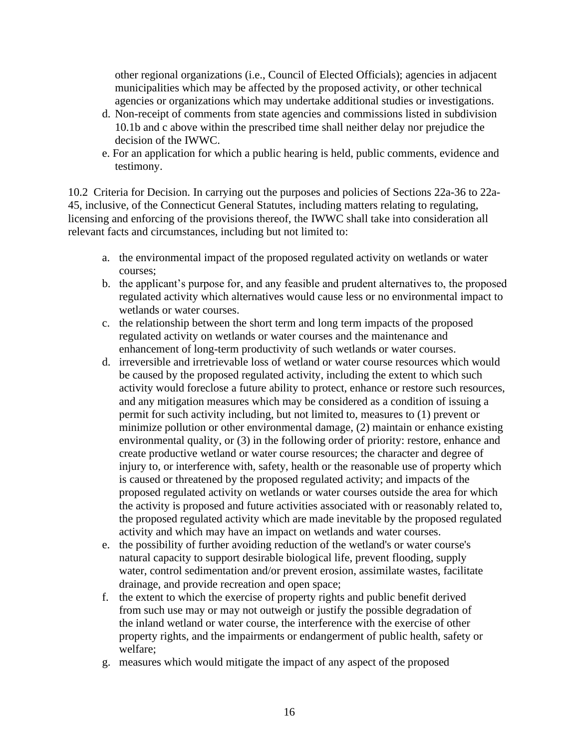other regional organizations (i.e., Council of Elected Officials); agencies in adjacent municipalities which may be affected by the proposed activity, or other technical agencies or organizations which may undertake additional studies or investigations.

d. Non-receipt of comments from state agencies and commissions listed in subdivision 10.1b and c above within the prescribed time shall neither delay nor prejudice the decision of the IWWC.
e. For an application for which a public hearing is held, public comments, evidence and testimony.

10.2 Criteria for Decision. In carrying out the purposes and policies of Sections 22a-36 to 22a-45, inclusive, of the Connecticut General Statutes, including matters relating to regulating, licensing and enforcing of the provisions thereof, the IWWC shall take into consideration all relevant facts and circumstances, including but not limited to:

a. the environmental impact of the proposed regulated activity on wetlands or water courses;
b. the applicant's purpose for, and any feasible and prudent alternatives to, the proposed regulated activity which alternatives would cause less or no environmental impact to wetlands or water courses.
c. the relationship between the short term and long term impacts of the proposed regulated activity on wetlands or water courses and the maintenance and enhancement of long-term productivity of such wetlands or water courses.
d. irreversible and irretrievable loss of wetland or water course resources which would be caused by the proposed regulated activity, including the extent to which such activity would foreclose a future ability to protect, enhance or restore such resources, and any mitigation measures which may be considered as a condition of issuing a permit for such activity including, but not limited to, measures to (1) prevent or minimize pollution or other environmental damage, (2) maintain or enhance existing environmental quality, or (3) in the following order of priority: restore, enhance and create productive wetland or water course resources; the character and degree of injury to, or interference with, safety, health or the reasonable use of property which is caused or threatened by the proposed regulated activity; and impacts of the proposed regulated activity on wetlands or water courses outside the area for which the activity is proposed and future activities associated with or reasonably related to, the proposed regulated activity which are made inevitable by the proposed regulated activity and which may have an impact on wetlands and water courses.
e. the possibility of further avoiding reduction of the wetland's or water course's natural capacity to support desirable biological life, prevent flooding, supply water, control sedimentation and/or prevent erosion, assimilate wastes, facilitate drainage, and provide recreation and open space;
f. the extent to which the exercise of property rights and public benefit derived from such use may or may not outweigh or justify the possible degradation of the inland wetland or water course, the interference with the exercise of other property rights, and the impairments or endangerment of public health, safety or welfare;
g. measures which would mitigate the impact of any aspect of the proposed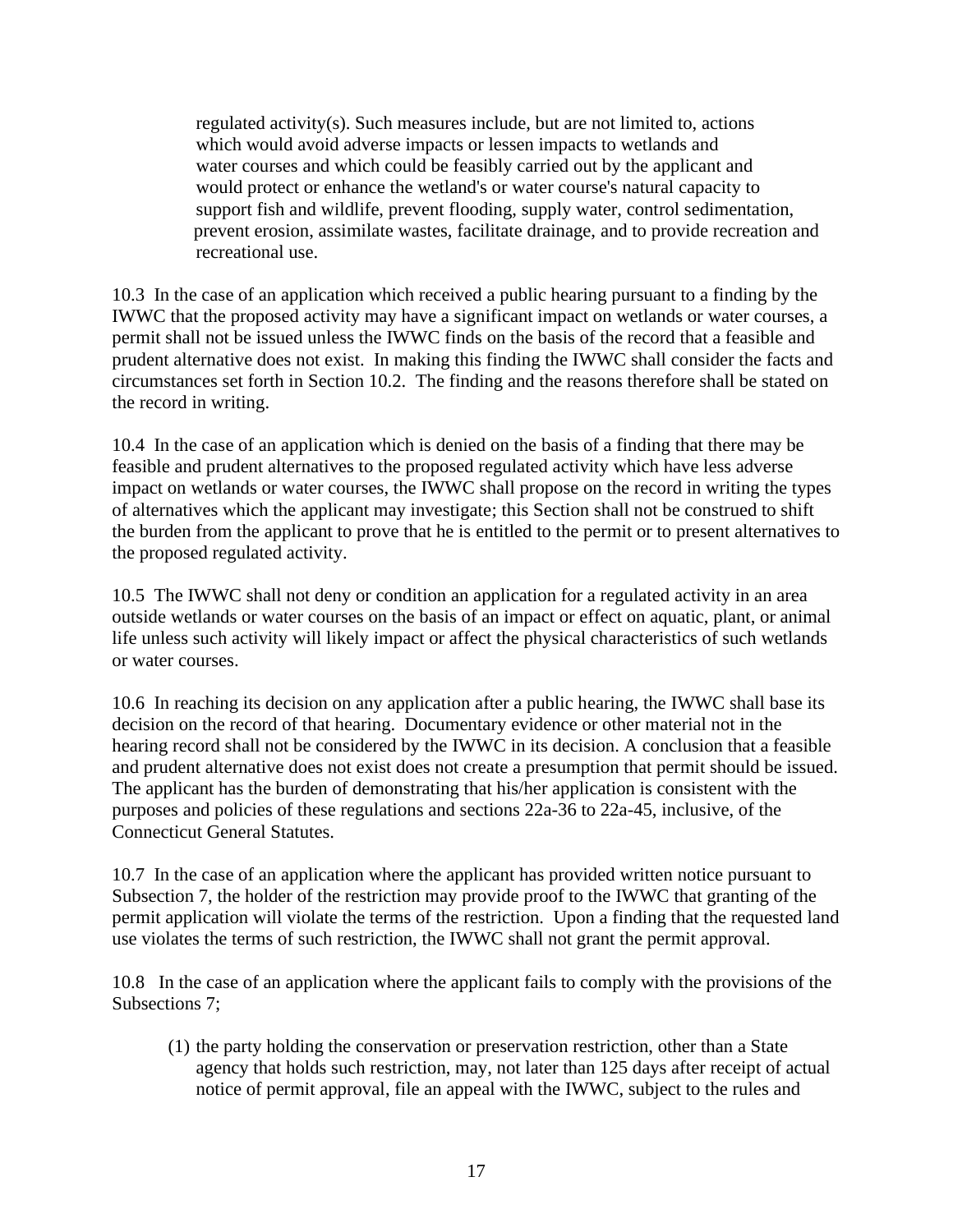regulated activity(s). Such measures include, but are not limited to, actions which would avoid adverse impacts or lessen impacts to wetlands and water courses and which could be feasibly carried out by the applicant and would protect or enhance the wetland's or water course's natural capacity to support fish and wildlife, prevent flooding, supply water, control sedimentation, prevent erosion, assimilate wastes, facilitate drainage, and to provide recreation and recreational use.

10.3 In the case of an application which received a public hearing pursuant to a finding by the IWWC that the proposed activity may have a significant impact on wetlands or water courses, a permit shall not be issued unless the IWWC finds on the basis of the record that a feasible and prudent alternative does not exist. In making this finding the IWWC shall consider the facts and circumstances set forth in Section 10.2. The finding and the reasons therefore shall be stated on the record in writing.

10.4 In the case of an application which is denied on the basis of a finding that there may be feasible and prudent alternatives to the proposed regulated activity which have less adverse impact on wetlands or water courses, the IWWC shall propose on the record in writing the types of alternatives which the applicant may investigate; this Section shall not be construed to shift the burden from the applicant to prove that he is entitled to the permit or to present alternatives to the proposed regulated activity.

10.5 The IWWC shall not deny or condition an application for a regulated activity in an area outside wetlands or water courses on the basis of an impact or effect on aquatic, plant, or animal life unless such activity will likely impact or affect the physical characteristics of such wetlands or water courses.

10.6 In reaching its decision on any application after a public hearing, the IWWC shall base its decision on the record of that hearing. Documentary evidence or other material not in the hearing record shall not be considered by the IWWC in its decision. A conclusion that a feasible and prudent alternative does not exist does not create a presumption that permit should be issued. The applicant has the burden of demonstrating that his/her application is consistent with the purposes and policies of these regulations and sections 22a-36 to 22a-45, inclusive, of the Connecticut General Statutes.

10.7 In the case of an application where the applicant has provided written notice pursuant to Subsection 7, the holder of the restriction may provide proof to the IWWC that granting of the permit application will violate the terms of the restriction. Upon a finding that the requested land use violates the terms of such restriction, the IWWC shall not grant the permit approval.

10.8 In the case of an application where the applicant fails to comply with the provisions of the Subsections 7;

(1) the party holding the conservation or preservation restriction, other than a State agency that holds such restriction, may, not later than 125 days after receipt of actual notice of permit approval, file an appeal with the IWWC, subject to the rules and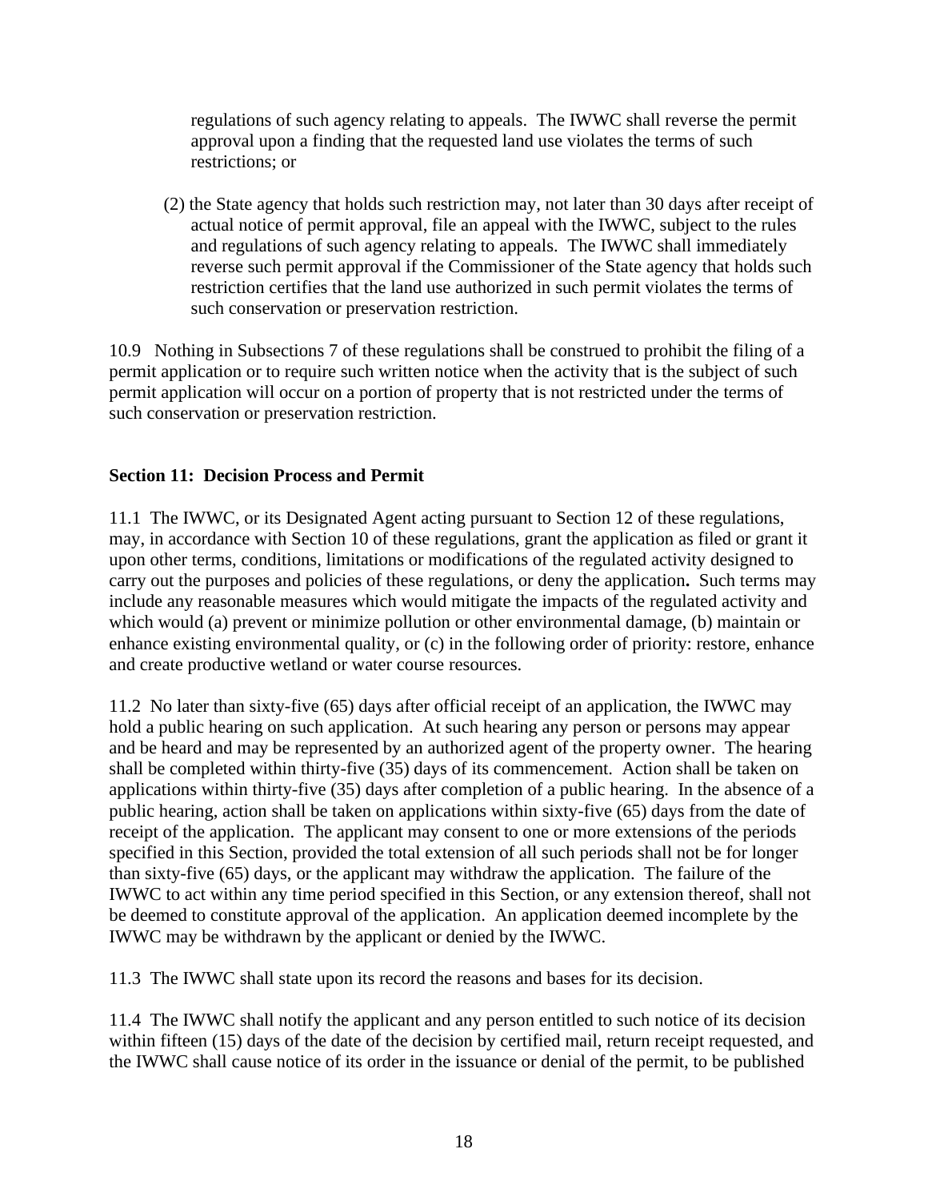regulations of such agency relating to appeals. The IWWC shall reverse the permit approval upon a finding that the requested land use violates the terms of such restrictions; or

(2) the State agency that holds such restriction may, not later than 30 days after receipt of actual notice of permit approval, file an appeal with the IWWC, subject to the rules and regulations of such agency relating to appeals. The IWWC shall immediately reverse such permit approval if the Commissioner of the State agency that holds such restriction certifies that the land use authorized in such permit violates the terms of such conservation or preservation restriction.

10.9 Nothing in Subsections 7 of these regulations shall be construed to prohibit the filing of a permit application or to require such written notice when the activity that is the subject of such permit application will occur on a portion of property that is not restricted under the terms of such conservation or preservation restriction.

**Section 11: Decision Process and Permit**

11.1 The IWWC, or its Designated Agent acting pursuant to Section 12 of these regulations, may, in accordance with Section 10 of these regulations, grant the application as filed or grant it upon other terms, conditions, limitations or modifications of the regulated activity designed to carry out the purposes and policies of these regulations, or deny the application**.** Such terms may include any reasonable measures which would mitigate the impacts of the regulated activity and which would (a) prevent or minimize pollution or other environmental damage, (b) maintain or enhance existing environmental quality, or (c) in the following order of priority: restore, enhance and create productive wetland or water course resources.

11.2 No later than sixty-five (65) days after official receipt of an application, the IWWC may hold a public hearing on such application. At such hearing any person or persons may appear and be heard and may be represented by an authorized agent of the property owner. The hearing shall be completed within thirty-five (35) days of its commencement. Action shall be taken on applications within thirty-five (35) days after completion of a public hearing. In the absence of a public hearing, action shall be taken on applications within sixty-five (65) days from the date of receipt of the application. The applicant may consent to one or more extensions of the periods specified in this Section, provided the total extension of all such periods shall not be for longer than sixty-five (65) days, or the applicant may withdraw the application. The failure of the IWWC to act within any time period specified in this Section, or any extension thereof, shall not be deemed to constitute approval of the application. An application deemed incomplete by the IWWC may be withdrawn by the applicant or denied by the IWWC.

11.3 The IWWC shall state upon its record the reasons and bases for its decision.

11.4 The IWWC shall notify the applicant and any person entitled to such notice of its decision within fifteen (15) days of the date of the decision by certified mail, return receipt requested, and the IWWC shall cause notice of its order in the issuance or denial of the permit, to be published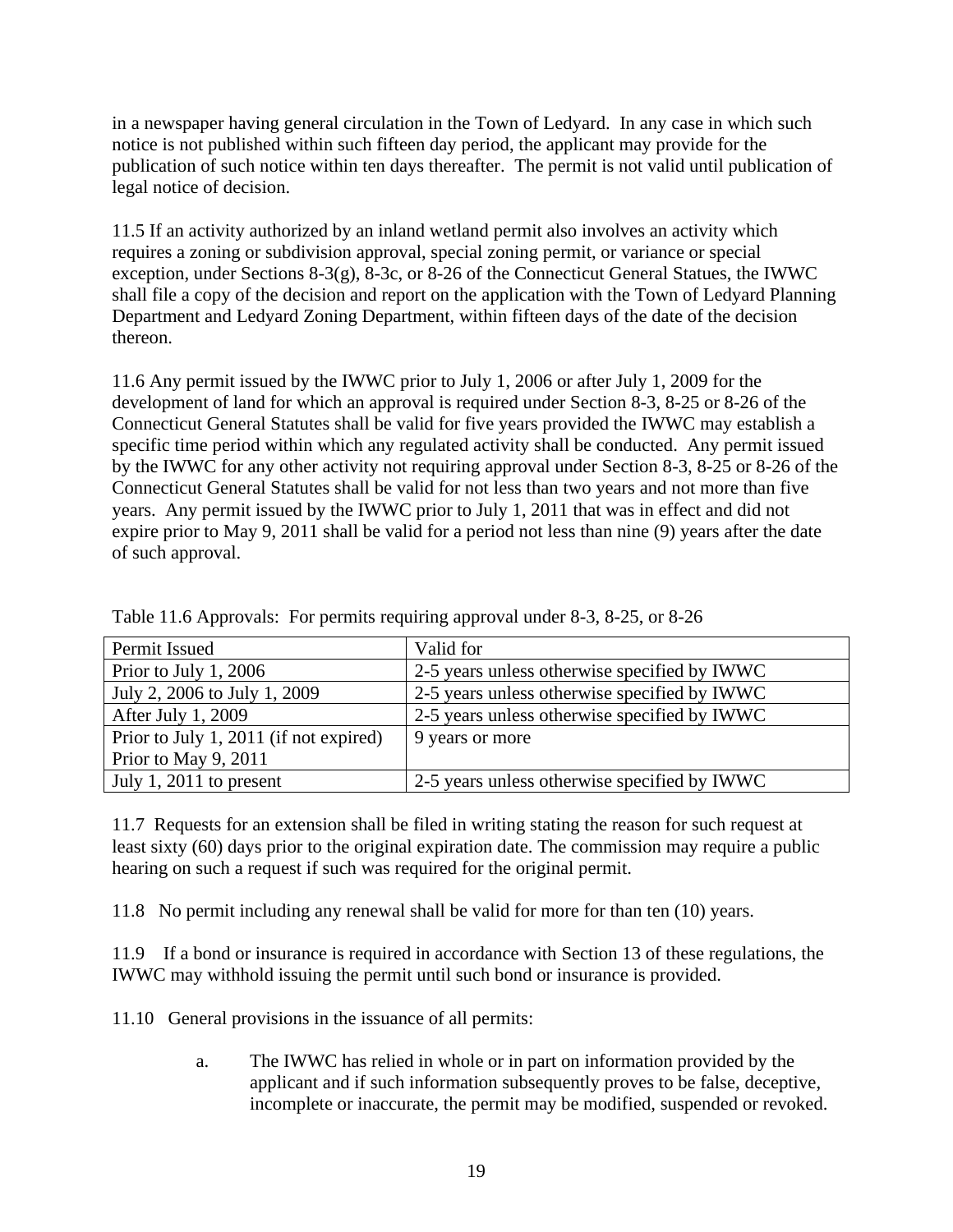in a newspaper having general circulation in the Town of Ledyard. In any case in which such notice is not published within such fifteen day period, the applicant may provide for the publication of such notice within ten days thereafter. The permit is not valid until publication of legal notice of decision.

11.5 If an activity authorized by an inland wetland permit also involves an activity which requires a zoning or subdivision approval, special zoning permit, or variance or special exception, under Sections 8-3(g), 8-3c, or 8-26 of the Connecticut General Statues, the IWWC shall file a copy of the decision and report on the application with the Town of Ledyard Planning Department and Ledyard Zoning Department, within fifteen days of the date of the decision thereon.

11.6 Any permit issued by the IWWC prior to July 1, 2006 or after July 1, 2009 for the development of land for which an approval is required under Section 8-3, 8-25 or 8-26 of the Connecticut General Statutes shall be valid for five years provided the IWWC may establish a specific time period within which any regulated activity shall be conducted. Any permit issued by the IWWC for any other activity not requiring approval under Section 8-3, 8-25 or 8-26 of the Connecticut General Statutes shall be valid for not less than two years and not more than five years. Any permit issued by the IWWC prior to July 1, 2011 that was in effect and did not expire prior to May 9, 2011 shall be valid for a period not less than nine (9) years after the date of such approval.

Table 11.6 Approvals: For permits requiring approval under 8-3, 8-25, or 8-26

| Permit Issued | Valid for |
|---|---|
| Prior to July 1, 2006 | 2-5 years unless otherwise specified by IWWC |
| July 2, 2006 to July 1, 2009 | 2-5 years unless otherwise specified by IWWC |
| After July 1, 2009 | 2-5 years unless otherwise specified by IWWC |
| Prior to July 1, 2011 (if not expired) Prior to May 9, 2011 | 9 years or more |
| July 1, 2011 to present | 2-5 years unless otherwise specified by IWWC |

11.7 Requests for an extension shall be filed in writing stating the reason for such request at least sixty (60) days prior to the original expiration date. The commission may require a public hearing on such a request if such was required for the original permit.

11.8 No permit including any renewal shall be valid for more for than ten (10) years.

11.9 If a bond or insurance is required in accordance with Section 13 of these regulations, the IWWC may withhold issuing the permit until such bond or insurance is provided.

11.10 General provisions in the issuance of all permits:

a. The IWWC has relied in whole or in part on information provided by the applicant and if such information subsequently proves to be false, deceptive, incomplete or inaccurate, the permit may be modified, suspended or revoked.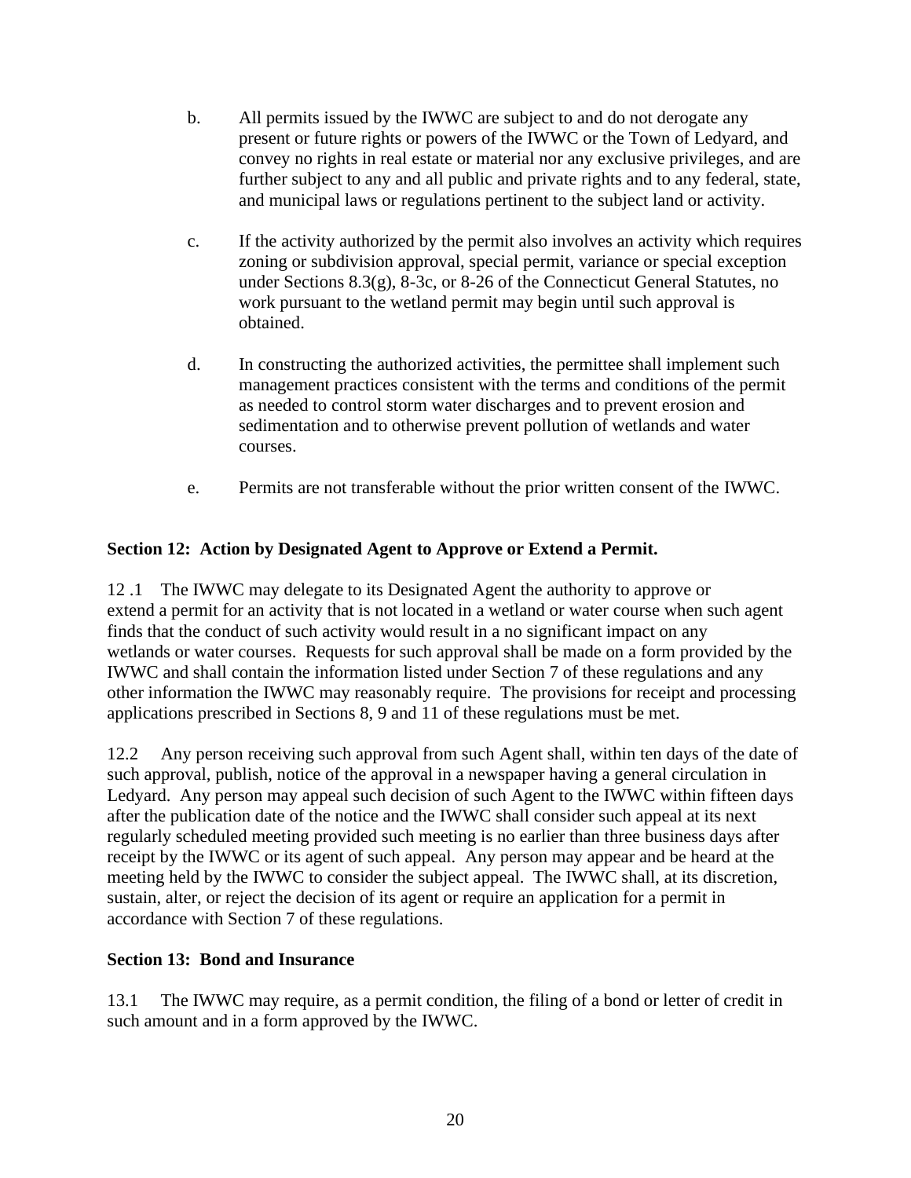b. All permits issued by the IWWC are subject to and do not derogate any present or future rights or powers of the IWWC or the Town of Ledyard, and convey no rights in real estate or material nor any exclusive privileges, and are further subject to any and all public and private rights and to any federal, state, and municipal laws or regulations pertinent to the subject land or activity.

c. If the activity authorized by the permit also involves an activity which requires zoning or subdivision approval, special permit, variance or special exception under Sections 8.3(g), 8-3c, or 8-26 of the Connecticut General Statutes, no work pursuant to the wetland permit may begin until such approval is obtained.

d. In constructing the authorized activities, the permittee shall implement such management practices consistent with the terms and conditions of the permit as needed to control storm water discharges and to prevent erosion and sedimentation and to otherwise prevent pollution of wetlands and water courses.

e. Permits are not transferable without the prior written consent of the IWWC.

**Section 12: Action by Designated Agent to Approve or Extend a Permit.**

12 .1 The IWWC may delegate to its Designated Agent the authority to approve or extend a permit for an activity that is not located in a wetland or water course when such agent finds that the conduct of such activity would result in a no significant impact on any wetlands or water courses. Requests for such approval shall be made on a form provided by the IWWC and shall contain the information listed under Section 7 of these regulations and any other information the IWWC may reasonably require. The provisions for receipt and processing applications prescribed in Sections 8, 9 and 11 of these regulations must be met.

12.2 Any person receiving such approval from such Agent shall, within ten days of the date of such approval, publish, notice of the approval in a newspaper having a general circulation in Ledyard. Any person may appeal such decision of such Agent to the IWWC within fifteen days after the publication date of the notice and the IWWC shall consider such appeal at its next regularly scheduled meeting provided such meeting is no earlier than three business days after receipt by the IWWC or its agent of such appeal. Any person may appear and be heard at the meeting held by the IWWC to consider the subject appeal. The IWWC shall, at its discretion, sustain, alter, or reject the decision of its agent or require an application for a permit in accordance with Section 7 of these regulations.

**Section 13: Bond and Insurance**

13.1 The IWWC may require, as a permit condition, the filing of a bond or letter of credit in such amount and in a form approved by the IWWC.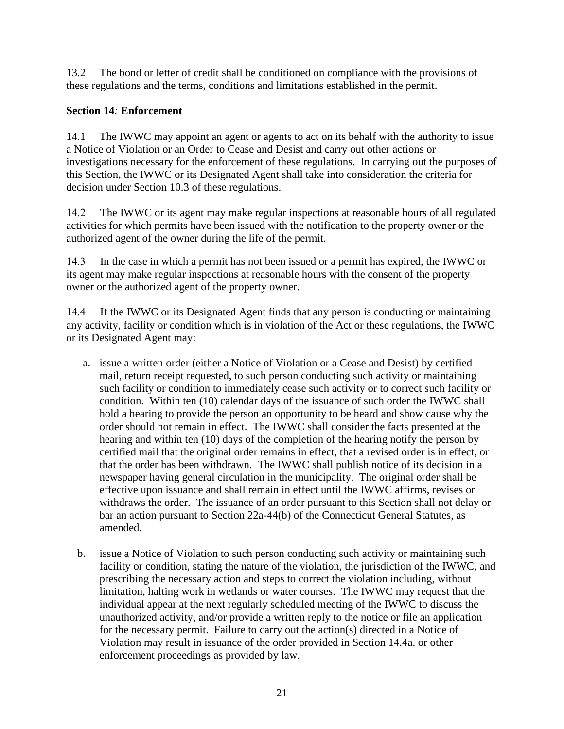13.2 The bond or letter of credit shall be conditioned on compliance with the provisions of these regulations and the terms, conditions and limitations established in the permit.

**Section 14*:* Enforcement**

14.1 The IWWC may appoint an agent or agents to act on its behalf with the authority to issue a Notice of Violation or an Order to Cease and Desist and carry out other actions or investigations necessary for the enforcement of these regulations. In carrying out the purposes of this Section, the IWWC or its Designated Agent shall take into consideration the criteria for decision under Section 10.3 of these regulations.

14.2 The IWWC or its agent may make regular inspections at reasonable hours of all regulated activities for which permits have been issued with the notification to the property owner or the authorized agent of the owner during the life of the permit.

14.3 In the case in which a permit has not been issued or a permit has expired, the IWWC or its agent may make regular inspections at reasonable hours with the consent of the property owner or the authorized agent of the property owner.

14.4 If the IWWC or its Designated Agent finds that any person is conducting or maintaining any activity, facility or condition which is in violation of the Act or these regulations, the IWWC or its Designated Agent may:

a. issue a written order (either a Notice of Violation or a Cease and Desist) by certified mail, return receipt requested, to such person conducting such activity or maintaining such facility or condition to immediately cease such activity or to correct such facility or condition. Within ten (10) calendar days of the issuance of such order the IWWC shall hold a hearing to provide the person an opportunity to be heard and show cause why the order should not remain in effect. The IWWC shall consider the facts presented at the hearing and within ten (10) days of the completion of the hearing notify the person by certified mail that the original order remains in effect, that a revised order is in effect, or that the order has been withdrawn. The IWWC shall publish notice of its decision in a newspaper having general circulation in the municipality. The original order shall be effective upon issuance and shall remain in effect until the IWWC affirms, revises or withdraws the order. The issuance of an order pursuant to this Section shall not delay or bar an action pursuant to Section 22a-44(b) of the Connecticut General Statutes, as amended.

b. issue a Notice of Violation to such person conducting such activity or maintaining such facility or condition, stating the nature of the violation, the jurisdiction of the IWWC, and prescribing the necessary action and steps to correct the violation including, without limitation, halting work in wetlands or water courses. The IWWC may request that the individual appear at the next regularly scheduled meeting of the IWWC to discuss the unauthorized activity, and/or provide a written reply to the notice or file an application for the necessary permit. Failure to carry out the action(s) directed in a Notice of Violation may result in issuance of the order provided in Section 14.4a. or other enforcement proceedings as provided by law.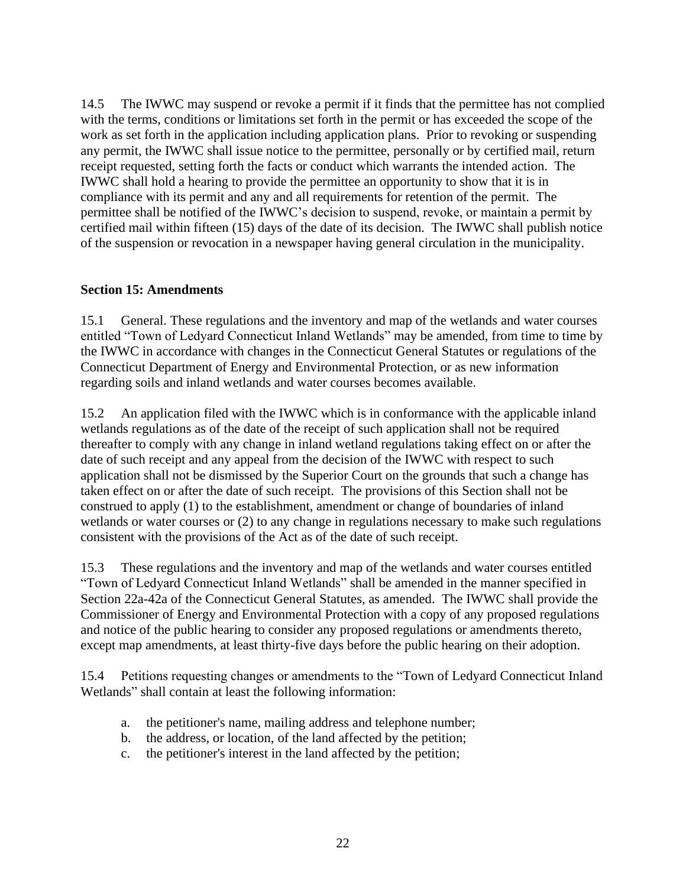14.5 The IWWC may suspend or revoke a permit if it finds that the permittee has not complied with the terms, conditions or limitations set forth in the permit or has exceeded the scope of the work as set forth in the application including application plans. Prior to revoking or suspending any permit, the IWWC shall issue notice to the permittee, personally or by certified mail, return receipt requested, setting forth the facts or conduct which warrants the intended action. The IWWC shall hold a hearing to provide the permittee an opportunity to show that it is in compliance with its permit and any and all requirements for retention of the permit. The permittee shall be notified of the IWWC's decision to suspend, revoke, or maintain a permit by certified mail within fifteen (15) days of the date of its decision. The IWWC shall publish notice of the suspension or revocation in a newspaper having general circulation in the municipality.

**Section 15: Amendments**

15.1 General. These regulations and the inventory and map of the wetlands and water courses entitled "Town of Ledyard Connecticut Inland Wetlands" may be amended, from time to time by the IWWC in accordance with changes in the Connecticut General Statutes or regulations of the Connecticut Department of Energy and Environmental Protection, or as new information regarding soils and inland wetlands and water courses becomes available.

15.2 An application filed with the IWWC which is in conformance with the applicable inland wetlands regulations as of the date of the receipt of such application shall not be required thereafter to comply with any change in inland wetland regulations taking effect on or after the date of such receipt and any appeal from the decision of the IWWC with respect to such application shall not be dismissed by the Superior Court on the grounds that such a change has taken effect on or after the date of such receipt. The provisions of this Section shall not be construed to apply (1) to the establishment, amendment or change of boundaries of inland wetlands or water courses or (2) to any change in regulations necessary to make such regulations consistent with the provisions of the Act as of the date of such receipt.

15.3 These regulations and the inventory and map of the wetlands and water courses entitled "Town of Ledyard Connecticut Inland Wetlands" shall be amended in the manner specified in Section 22a-42a of the Connecticut General Statutes, as amended. The IWWC shall provide the Commissioner of Energy and Environmental Protection with a copy of any proposed regulations and notice of the public hearing to consider any proposed regulations or amendments thereto, except map amendments, at least thirty-five days before the public hearing on their adoption.

15.4 Petitions requesting changes or amendments to the "Town of Ledyard Connecticut Inland Wetlands" shall contain at least the following information:

a. the petitioner's name, mailing address and telephone number;
b. the address, or location, of the land affected by the petition;
c. the petitioner's interest in the land affected by the petition;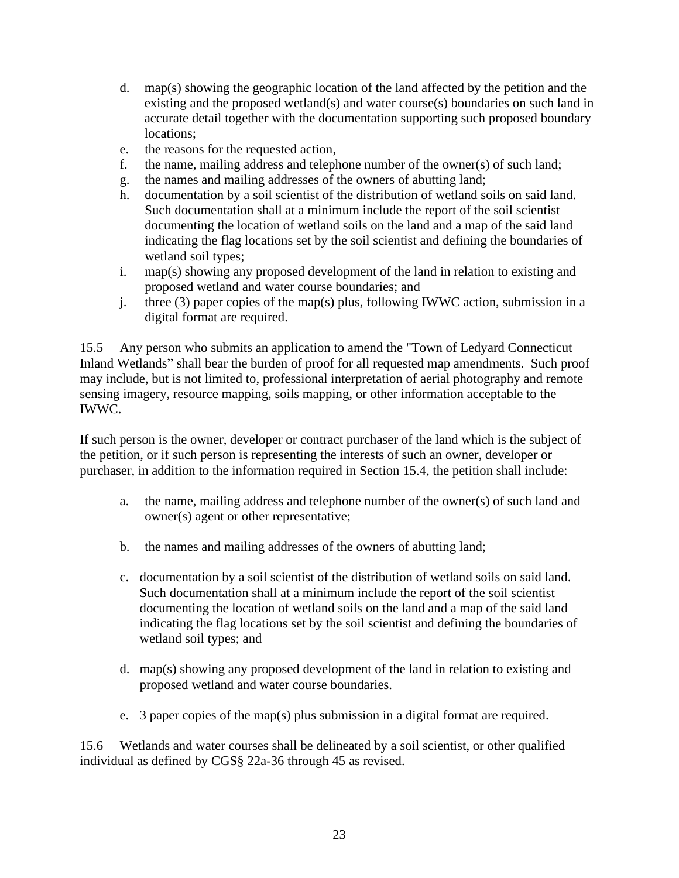d. map(s) showing the geographic location of the land affected by the petition and the existing and the proposed wetland(s) and water course(s) boundaries on such land in accurate detail together with the documentation supporting such proposed boundary locations;
e. the reasons for the requested action,
f. the name, mailing address and telephone number of the owner(s) of such land;
g. the names and mailing addresses of the owners of abutting land;
h. documentation by a soil scientist of the distribution of wetland soils on said land. Such documentation shall at a minimum include the report of the soil scientist documenting the location of wetland soils on the land and a map of the said land indicating the flag locations set by the soil scientist and defining the boundaries of wetland soil types;
i. map(s) showing any proposed development of the land in relation to existing and proposed wetland and water course boundaries; and
j. three (3) paper copies of the map(s) plus, following IWWC action, submission in a digital format are required.

15.5 Any person who submits an application to amend the "Town of Ledyard Connecticut Inland Wetlands" shall bear the burden of proof for all requested map amendments. Such proof may include, but is not limited to, professional interpretation of aerial photography and remote sensing imagery, resource mapping, soils mapping, or other information acceptable to the IWWC.

If such person is the owner, developer or contract purchaser of the land which is the subject of the petition, or if such person is representing the interests of such an owner, developer or purchaser, in addition to the information required in Section 15.4, the petition shall include:

a. the name, mailing address and telephone number of the owner(s) of such land and owner(s) agent or other representative;

b. the names and mailing addresses of the owners of abutting land;

c. documentation by a soil scientist of the distribution of wetland soils on said land. Such documentation shall at a minimum include the report of the soil scientist documenting the location of wetland soils on the land and a map of the said land indicating the flag locations set by the soil scientist and defining the boundaries of wetland soil types; and

d. map(s) showing any proposed development of the land in relation to existing and proposed wetland and water course boundaries.

e. 3 paper copies of the map(s) plus submission in a digital format are required.

15.6 Wetlands and water courses shall be delineated by a soil scientist, or other qualified individual as defined by CGS§ 22a-36 through 45 as revised.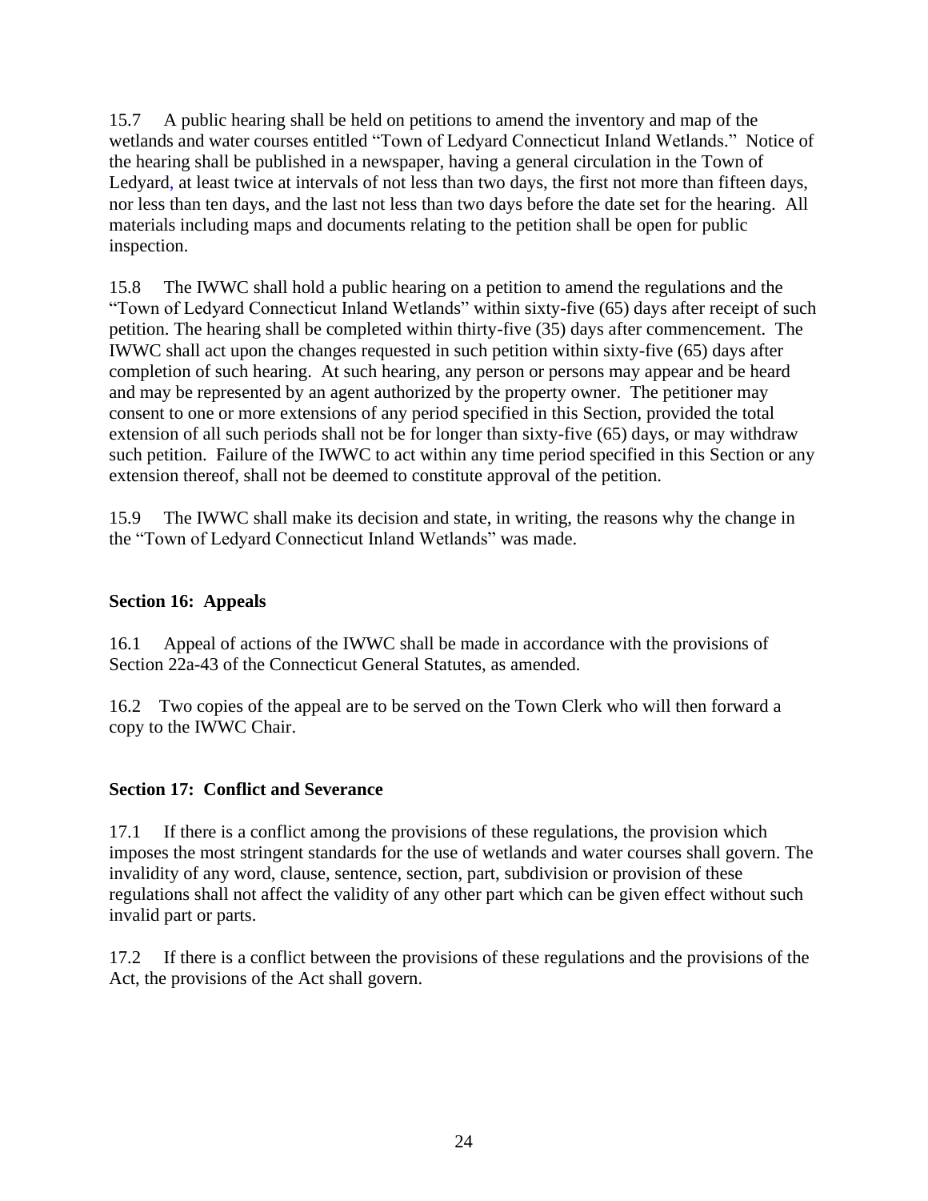15.7 A public hearing shall be held on petitions to amend the inventory and map of the wetlands and water courses entitled "Town of Ledyard Connecticut Inland Wetlands." Notice of the hearing shall be published in a newspaper, having a general circulation in the Town of Ledyard, at least twice at intervals of not less than two days, the first not more than fifteen days, nor less than ten days, and the last not less than two days before the date set for the hearing. All materials including maps and documents relating to the petition shall be open for public inspection.

15.8 The IWWC shall hold a public hearing on a petition to amend the regulations and the "Town of Ledyard Connecticut Inland Wetlands" within sixty-five (65) days after receipt of such petition. The hearing shall be completed within thirty-five (35) days after commencement. The IWWC shall act upon the changes requested in such petition within sixty-five (65) days after completion of such hearing. At such hearing, any person or persons may appear and be heard and may be represented by an agent authorized by the property owner. The petitioner may consent to one or more extensions of any period specified in this Section, provided the total extension of all such periods shall not be for longer than sixty-five (65) days, or may withdraw such petition. Failure of the IWWC to act within any time period specified in this Section or any extension thereof, shall not be deemed to constitute approval of the petition.

15.9 The IWWC shall make its decision and state, in writing, the reasons why the change in the "Town of Ledyard Connecticut Inland Wetlands" was made.

**Section 16: Appeals**

16.1 Appeal of actions of the IWWC shall be made in accordance with the provisions of Section 22a-43 of the Connecticut General Statutes, as amended.

16.2 Two copies of the appeal are to be served on the Town Clerk who will then forward a copy to the IWWC Chair.

**Section 17: Conflict and Severance**

17.1 If there is a conflict among the provisions of these regulations, the provision which imposes the most stringent standards for the use of wetlands and water courses shall govern. The invalidity of any word, clause, sentence, section, part, subdivision or provision of these regulations shall not affect the validity of any other part which can be given effect without such invalid part or parts.

17.2 If there is a conflict between the provisions of these regulations and the provisions of the Act, the provisions of the Act shall govern.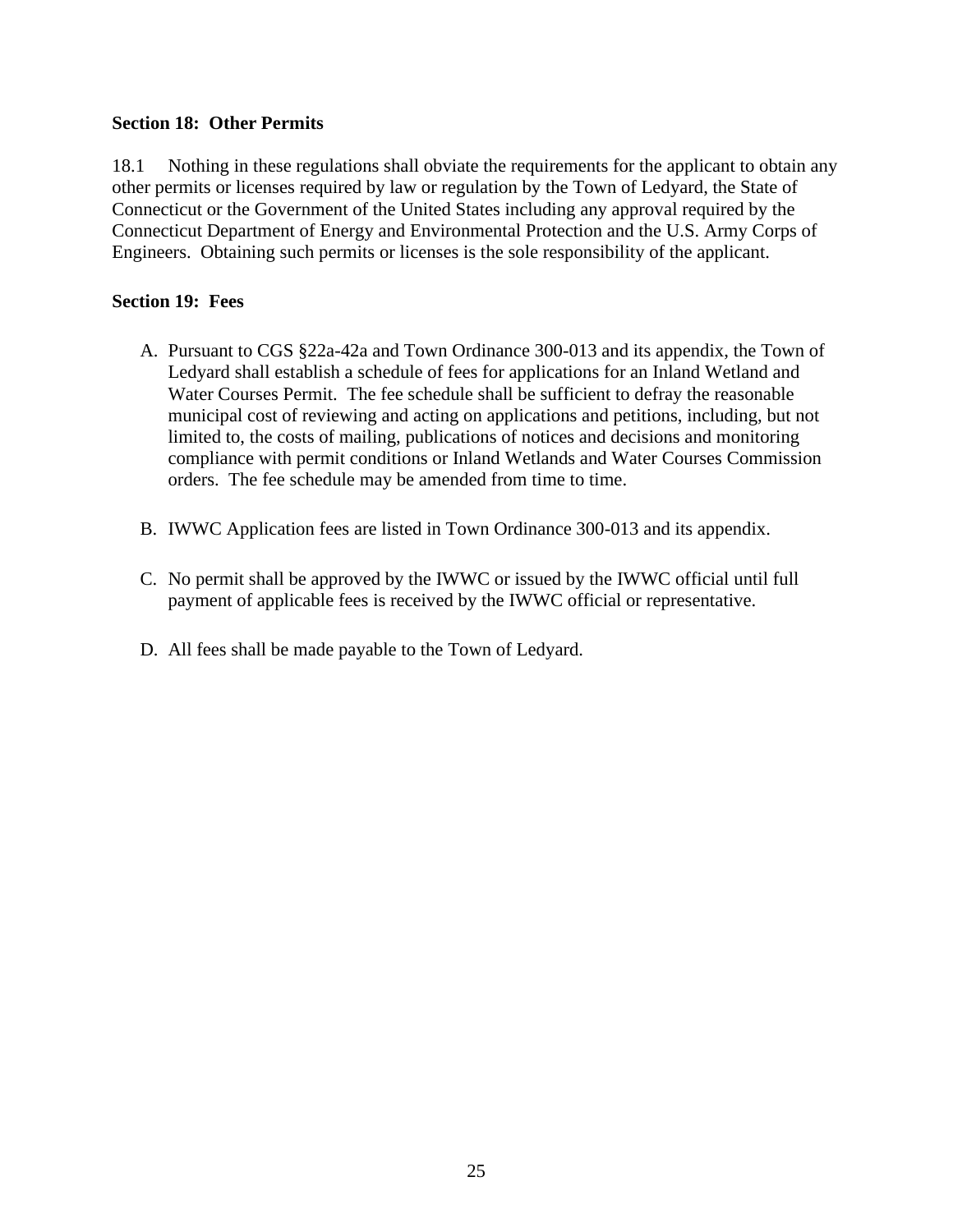**Section 18: Other Permits**

18.1 Nothing in these regulations shall obviate the requirements for the applicant to obtain any other permits or licenses required by law or regulation by the Town of Ledyard, the State of Connecticut or the Government of the United States including any approval required by the Connecticut Department of Energy and Environmental Protection and the U.S. Army Corps of Engineers. Obtaining such permits or licenses is the sole responsibility of the applicant.

**Section 19: Fees**

A. Pursuant to CGS §22a-42a and Town Ordinance 300-013 and its appendix, the Town of Ledyard shall establish a schedule of fees for applications for an Inland Wetland and Water Courses Permit. The fee schedule shall be sufficient to defray the reasonable municipal cost of reviewing and acting on applications and petitions, including, but not limited to, the costs of mailing, publications of notices and decisions and monitoring compliance with permit conditions or Inland Wetlands and Water Courses Commission orders. The fee schedule may be amended from time to time.

B. IWWC Application fees are listed in Town Ordinance 300-013 and its appendix.

C. No permit shall be approved by the IWWC or issued by the IWWC official until full payment of applicable fees is received by the IWWC official or representative.

D. All fees shall be made payable to the Town of Ledyard.